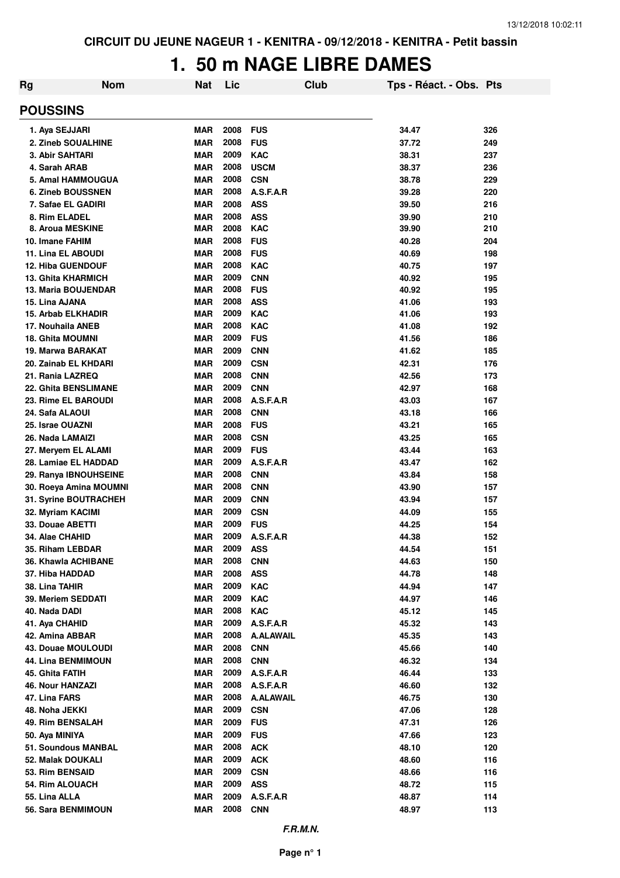CIRCUIT DU JEUNE NAGEUR 1 - KENITRA - 09/12/2018 - KENITRA - Petit bassin

# 1. 50 m NAGE LIBRE DAMES

| Rg | Nom | Nat | Lic | Club | Tps - Réact. - Obs. | Pts |
|---|---|---|---|---|---|---|
| **POUSSINS** | | | | | | |
| 1. | Aya SEJJARI | MAR | 2008 | FUS | 34.47 | 326 |
| 2. | Zineb SOUALHINE | MAR | 2008 | FUS | 37.72 | 249 |
| 3. | Abir SAHTARI | MAR | 2009 | KAC | 38.31 | 237 |
| 4. | Sarah ARAB | MAR | 2008 | USCM | 38.37 | 236 |
| 5. | Amal HAMMOUGUA | MAR | 2008 | CSN | 38.78 | 229 |
| 6. | Zineb BOUSSNEN | MAR | 2008 | A.S.F.A.R | 39.28 | 220 |
| 7. | Safae EL GADIRI | MAR | 2008 | ASS | 39.50 | 216 |
| 8. | Rim ELADEL | MAR | 2008 | ASS | 39.90 | 210 |
| 8. | Aroua MESKINE | MAR | 2008 | KAC | 39.90 | 210 |
| 10. | Imane FAHIM | MAR | 2008 | FUS | 40.28 | 204 |
| 11. | Lina EL ABOUDI | MAR | 2008 | FUS | 40.69 | 198 |
| 12. | Hiba GUENDOUF | MAR | 2008 | KAC | 40.75 | 197 |
| 13. | Ghita KHARMICH | MAR | 2009 | CNN | 40.92 | 195 |
| 13. | Maria BOUJENDAR | MAR | 2008 | FUS | 40.92 | 195 |
| 15. | Lina AJANA | MAR | 2008 | ASS | 41.06 | 193 |
| 15. | Arbab ELKHADIR | MAR | 2009 | KAC | 41.06 | 193 |
| 17. | Nouhaila ANEB | MAR | 2008 | KAC | 41.08 | 192 |
| 18. | Ghita MOUMNI | MAR | 2009 | FUS | 41.56 | 186 |
| 19. | Marwa BARAKAT | MAR | 2009 | CNN | 41.62 | 185 |
| 20. | Zainab EL KHDARI | MAR | 2009 | CSN | 42.31 | 176 |
| 21. | Rania LAZREQ | MAR | 2008 | CNN | 42.56 | 173 |
| 22. | Ghita BENSLIMANE | MAR | 2009 | CNN | 42.97 | 168 |
| 23. | Rime EL BAROUDI | MAR | 2008 | A.S.F.A.R | 43.03 | 167 |
| 24. | Safa ALAOUI | MAR | 2008 | CNN | 43.18 | 166 |
| 25. | Israe OUAZNI | MAR | 2008 | FUS | 43.21 | 165 |
| 26. | Nada LAMAIZI | MAR | 2008 | CSN | 43.25 | 165 |
| 27. | Meryem EL ALAMI | MAR | 2009 | FUS | 43.44 | 163 |
| 28. | Lamiae EL HADDAD | MAR | 2009 | A.S.F.A.R | 43.47 | 162 |
| 29. | Ranya IBNOUHSEINE | MAR | 2008 | CNN | 43.84 | 158 |
| 30. | Roeya Amina MOUMNI | MAR | 2008 | CNN | 43.90 | 157 |
| 31. | Syrine BOUTRACHEH | MAR | 2009 | CNN | 43.94 | 157 |
| 32. | Myriam KACIMI | MAR | 2009 | CSN | 44.09 | 155 |
| 33. | Douae ABETTI | MAR | 2009 | FUS | 44.25 | 154 |
| 34. | Alae CHAHID | MAR | 2009 | A.S.F.A.R | 44.38 | 152 |
| 35. | Riham LEBDAR | MAR | 2009 | ASS | 44.54 | 151 |
| 36. | Khawla ACHIBANE | MAR | 2008 | CNN | 44.63 | 150 |
| 37. | Hiba HADDAD | MAR | 2008 | ASS | 44.78 | 148 |
| 38. | Lina TAHIR | MAR | 2009 | KAC | 44.94 | 147 |
| 39. | Meriem SEDDATI | MAR | 2009 | KAC | 44.97 | 146 |
| 40. | Nada DADI | MAR | 2008 | KAC | 45.12 | 145 |
| 41. | Aya CHAHID | MAR | 2009 | A.S.F.A.R | 45.32 | 143 |
| 42. | Amina ABBAR | MAR | 2008 | A.ALAWAIL | 45.35 | 143 |
| 43. | Douae MOULOUDI | MAR | 2008 | CNN | 45.66 | 140 |
| 44. | Lina BENMIMOUN | MAR | 2008 | CNN | 46.32 | 134 |
| 45. | Ghita FATIH | MAR | 2009 | A.S.F.A.R | 46.44 | 133 |
| 46. | Nour HANZAZI | MAR | 2008 | A.S.F.A.R | 46.60 | 132 |
| 47. | Lina FARS | MAR | 2008 | A.ALAWAIL | 46.75 | 130 |
| 48. | Noha JEKKI | MAR | 2009 | CSN | 47.06 | 128 |
| 49. | Rim BENSALAH | MAR | 2009 | FUS | 47.31 | 126 |
| 50. | Aya MINIYA | MAR | 2009 | FUS | 47.66 | 123 |
| 51. | Soundous MANBAL | MAR | 2008 | ACK | 48.10 | 120 |
| 52. | Malak DOUKALI | MAR | 2009 | ACK | 48.60 | 116 |
| 53. | Rim BENSAID | MAR | 2009 | CSN | 48.66 | 116 |
| 54. | Rim ALOUACH | MAR | 2009 | ASS | 48.72 | 115 |
| 55. | Lina ALLA | MAR | 2009 | A.S.F.A.R | 48.87 | 114 |
| 56. | Sara BENMIMOUN | MAR | 2008 | CNN | 48.97 | 113 |

*F.R.M.N.*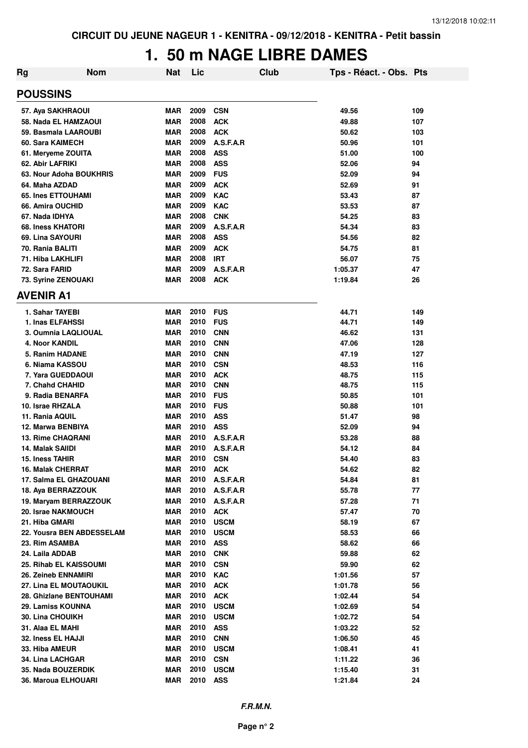CIRCUIT DU JEUNE NAGEUR 1 - KENITRA - 09/12/2018 - KENITRA - Petit bassin

# 1. 50 m NAGE LIBRE DAMES

| Rg | Nom | Nat | Lic | Club | Tps - Réact. - Obs. | Pts |
|---|---|---|---|---|---|---|
| **POUSSINS** | | | | | | |
| 57. | Aya SAKHRAOUI | MAR | 2009 | CSN | 49.56 | 109 |
| 58. | Nada EL HAMZAOUI | MAR | 2008 | ACK | 49.88 | 107 |
| 59. | Basmala LAAROUBI | MAR | 2008 | ACK | 50.62 | 103 |
| 60. | Sara KAIMECH | MAR | 2009 | A.S.F.A.R | 50.96 | 101 |
| 61. | Meryeme ZOUITA | MAR | 2008 | ASS | 51.00 | 100 |
| 62. | Abir LAFRIKI | MAR | 2008 | ASS | 52.06 | 94 |
| 63. | Nour Adoha BOUKHRIS | MAR | 2009 | FUS | 52.09 | 94 |
| 64. | Maha AZDAD | MAR | 2009 | ACK | 52.69 | 91 |
| 65. | Ines ETTOUHAMI | MAR | 2009 | KAC | 53.43 | 87 |
| 66. | Amira OUCHID | MAR | 2009 | KAC | 53.53 | 87 |
| 67. | Nada IDHYA | MAR | 2008 | CNK | 54.25 | 83 |
| 68. | Iness KHATORI | MAR | 2009 | A.S.F.A.R | 54.34 | 83 |
| 69. | Lina SAYOURI | MAR | 2008 | ASS | 54.56 | 82 |
| 70. | Rania BALITI | MAR | 2009 | ACK | 54.75 | 81 |
| 71. | Hiba LAKHLIFI | MAR | 2008 | IRT | 56.07 | 75 |
| 72. | Sara FARID | MAR | 2009 | A.S.F.A.R | 1:05.37 | 47 |
| 73. | Syrine ZENOUAKI | MAR | 2008 | ACK | 1:19.84 | 26 |
| **AVENIR A1** | | | | | | |
| 1. | Sahar TAYEBI | MAR | 2010 | FUS | 44.71 | 149 |
| 1. | Inas ELFAHSSI | MAR | 2010 | FUS | 44.71 | 149 |
| 3. | Oumnia LAQLIOUAL | MAR | 2010 | CNN | 46.62 | 131 |
| 4. | Noor KANDIL | MAR | 2010 | CNN | 47.06 | 128 |
| 5. | Ranim HADANE | MAR | 2010 | CNN | 47.19 | 127 |
| 6. | Niama KASSOU | MAR | 2010 | CSN | 48.53 | 116 |
| 7. | Yara GUEDDAOUI | MAR | 2010 | ACK | 48.75 | 115 |
| 7. | Chahd CHAHID | MAR | 2010 | CNN | 48.75 | 115 |
| 9. | Radia BENARFA | MAR | 2010 | FUS | 50.85 | 101 |
| 10. | Israe RHZALA | MAR | 2010 | FUS | 50.88 | 101 |
| 11. | Rania AQUIL | MAR | 2010 | ASS | 51.47 | 98 |
| 12. | Marwa BENBIYA | MAR | 2010 | ASS | 52.09 | 94 |
| 13. | Rime CHAQRANI | MAR | 2010 | A.S.F.A.R | 53.28 | 88 |
| 14. | Malak SAIIDI | MAR | 2010 | A.S.F.A.R | 54.12 | 84 |
| 15. | Iness TAHIR | MAR | 2010 | CSN | 54.40 | 83 |
| 16. | Malak CHERRAT | MAR | 2010 | ACK | 54.62 | 82 |
| 17. | Salma EL GHAZOUANI | MAR | 2010 | A.S.F.A.R | 54.84 | 81 |
| 18. | Aya BERRAZZOUK | MAR | 2010 | A.S.F.A.R | 55.78 | 77 |
| 19. | Maryam BERRAZZOUK | MAR | 2010 | A.S.F.A.R | 57.28 | 71 |
| 20. | Israe NAKMOUCH | MAR | 2010 | ACK | 57.47 | 70 |
| 21. | Hiba GMARI | MAR | 2010 | USCM | 58.19 | 67 |
| 22. | Yousra BEN ABDESSELAM | MAR | 2010 | USCM | 58.53 | 66 |
| 23. | Rim ASAMBA | MAR | 2010 | ASS | 58.62 | 66 |
| 24. | Laila ADDAB | MAR | 2010 | CNK | 59.88 | 62 |
| 25. | Rihab EL KAISSOUMI | MAR | 2010 | CSN | 59.90 | 62 |
| 26. | Zeineb ENNAMIRI | MAR | 2010 | KAC | 1:01.56 | 57 |
| 27. | Lina EL MOUTAOUKIL | MAR | 2010 | ACK | 1:01.78 | 56 |
| 28. | Ghizlane BENTOUHAMI | MAR | 2010 | ACK | 1:02.44 | 54 |
| 29. | Lamiss KOUNNA | MAR | 2010 | USCM | 1:02.69 | 54 |
| 30. | Lina CHOUIKH | MAR | 2010 | USCM | 1:02.72 | 54 |
| 31. | Alaa EL MAHI | MAR | 2010 | ASS | 1:03.22 | 52 |
| 32. | Iness EL HAJJI | MAR | 2010 | CNN | 1:06.50 | 45 |
| 33. | Hiba AMEUR | MAR | 2010 | USCM | 1:08.41 | 41 |
| 34. | Lina LACHGAR | MAR | 2010 | CSN | 1:11.22 | 36 |
| 35. | Nada BOUZERDIK | MAR | 2010 | USCM | 1:15.40 | 31 |
| 36. | Maroua ELHOUARI | MAR | 2010 | ASS | 1:21.84 | 24 |

*F.R.M.N.*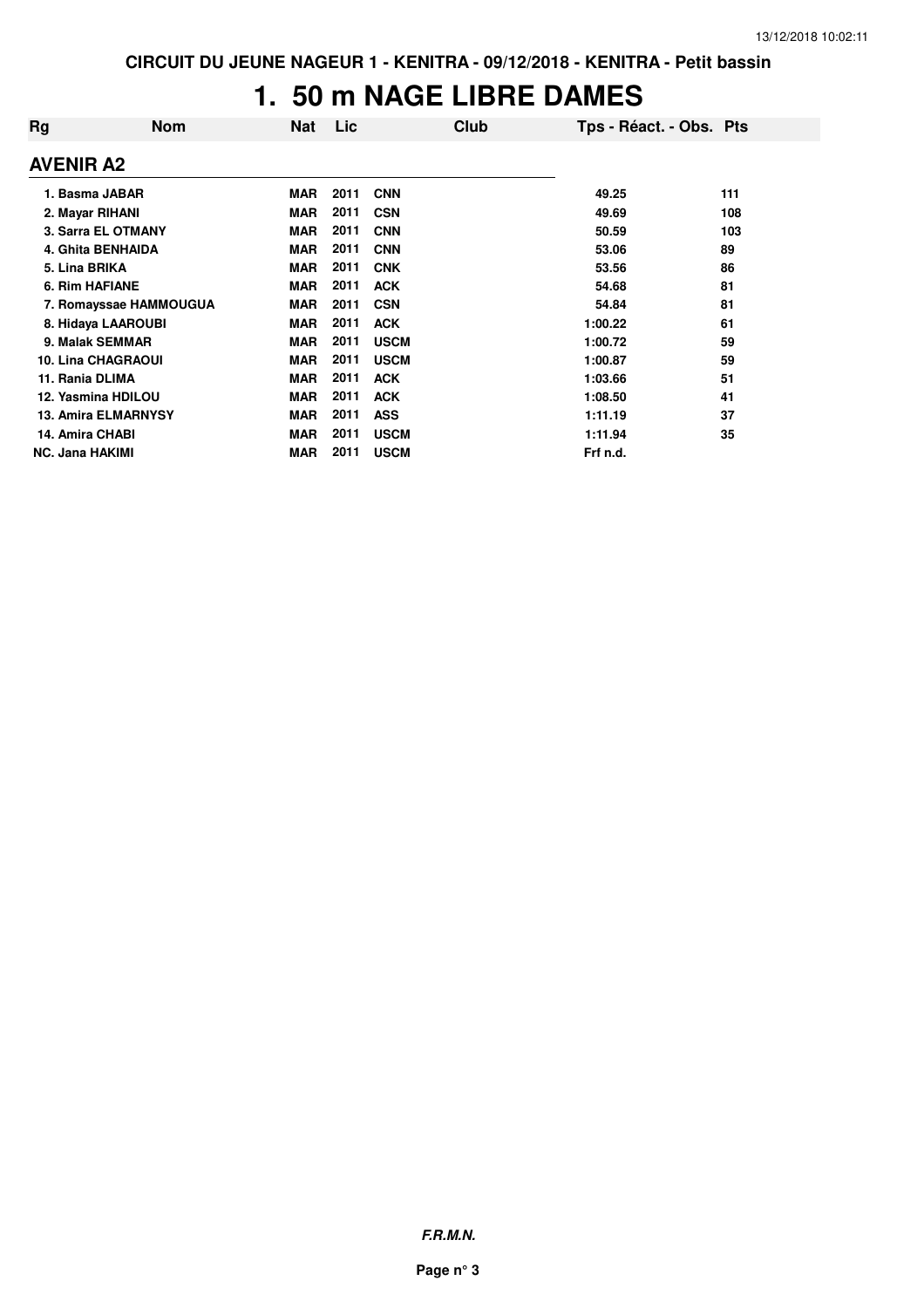CIRCUIT DU JEUNE NAGEUR 1 - KENITRA - 09/12/2018 - KENITRA - Petit bassin

# 1. 50 m NAGE LIBRE DAMES

| Rg | Nom | Nat | Lic | Club | Tps - Réact. - Obs. | Pts |
|---|---|---|---|---|---|---|
| **AVENIR A2** | | | | | | |
| 1. | Basma JABAR | MAR | 2011 | CNN | 49.25 | 111 |
| 2. | Mayar RIHANI | MAR | 2011 | CSN | 49.69 | 108 |
| 3. | Sarra EL OTMANY | MAR | 2011 | CNN | 50.59 | 103 |
| 4. | Ghita BENHAIDA | MAR | 2011 | CNN | 53.06 | 89 |
| 5. | Lina BRIKA | MAR | 2011 | CNK | 53.56 | 86 |
| 6. | Rim HAFIANE | MAR | 2011 | ACK | 54.68 | 81 |
| 7. | Romayssae HAMMOUGUA | MAR | 2011 | CSN | 54.84 | 81 |
| 8. | Hidaya LAAROUBI | MAR | 2011 | ACK | 1:00.22 | 61 |
| 9. | Malak SEMMAR | MAR | 2011 | USCM | 1:00.72 | 59 |
| 10. | Lina CHAGRAOUI | MAR | 2011 | USCM | 1:00.87 | 59 |
| 11. | Rania DLIMA | MAR | 2011 | ACK | 1:03.66 | 51 |
| 12. | Yasmina HDILOU | MAR | 2011 | ACK | 1:08.50 | 41 |
| 13. | Amira ELMARNYSY | MAR | 2011 | ASS | 1:11.19 | 37 |
| 14. | Amira CHABI | MAR | 2011 | USCM | 1:11.94 | 35 |
| NC. | Jana HAKIMI | MAR | 2011 | USCM | Frf n.d. | |

*F.R.M.N.*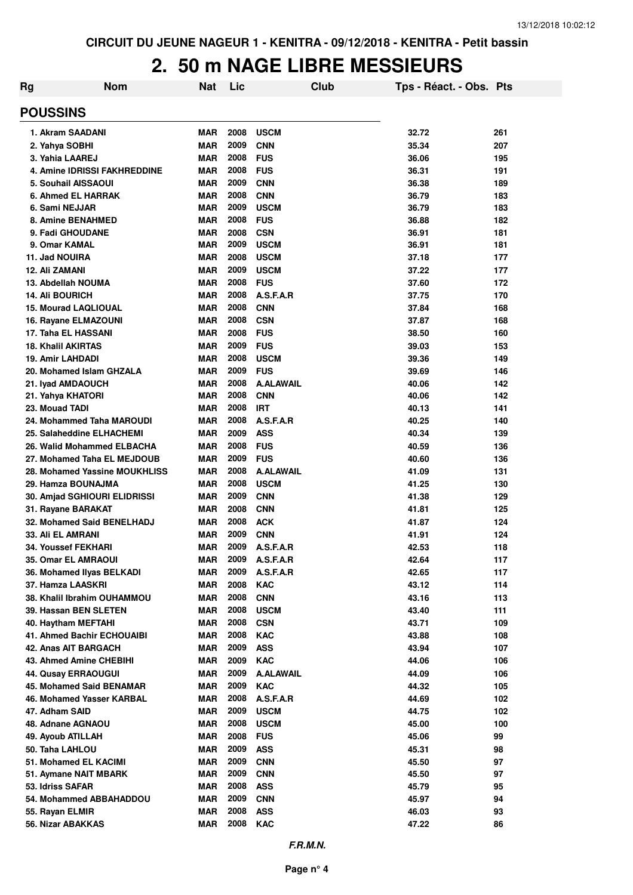CIRCUIT DU JEUNE NAGEUR 1 - KENITRA - 09/12/2018 - KENITRA - Petit bassin

# 2. 50 m NAGE LIBRE MESSIEURS

## POUSSINS

| Rg | Nom | Nat | Lic | Club | Tps - Réact. - Obs. | Pts |
|---|---|---|---|---|---|---|
| 1. | Akram SAADANI | MAR | 2008 | USCM | 32.72 | 261 |
| 2. | Yahya SOBHI | MAR | 2009 | CNN | 35.34 | 207 |
| 3. | Yahia LAAREJ | MAR | 2008 | FUS | 36.06 | 195 |
| 4. | Amine IDRISSI FAKHREDDINE | MAR | 2008 | FUS | 36.31 | 191 |
| 5. | Souhail AISSAOUI | MAR | 2009 | CNN | 36.38 | 189 |
| 6. | Ahmed EL HARRAK | MAR | 2008 | CNN | 36.79 | 183 |
| 6. | Sami NEJJAR | MAR | 2009 | USCM | 36.79 | 183 |
| 8. | Amine BENAHMED | MAR | 2008 | FUS | 36.88 | 182 |
| 9. | Fadi GHOUDANE | MAR | 2008 | CSN | 36.91 | 181 |
| 9. | Omar KAMAL | MAR | 2009 | USCM | 36.91 | 181 |
| 11. | Jad NOUIRA | MAR | 2008 | USCM | 37.18 | 177 |
| 12. | Ali ZAMANI | MAR | 2009 | USCM | 37.22 | 177 |
| 13. | Abdellah NOUMA | MAR | 2008 | FUS | 37.60 | 172 |
| 14. | Ali BOURICH | MAR | 2008 | A.S.F.A.R | 37.75 | 170 |
| 15. | Mourad LAQLIOUAL | MAR | 2008 | CNN | 37.84 | 168 |
| 16. | Rayane ELMAZOUNI | MAR | 2008 | CSN | 37.87 | 168 |
| 17. | Taha EL HASSANI | MAR | 2008 | FUS | 38.50 | 160 |
| 18. | Khalil AKIRTAS | MAR | 2009 | FUS | 39.03 | 153 |
| 19. | Amir LAHDADI | MAR | 2008 | USCM | 39.36 | 149 |
| 20. | Mohamed Islam GHZALA | MAR | 2009 | FUS | 39.69 | 146 |
| 21. | Iyad AMDAOUCH | MAR | 2008 | A.ALAWAIL | 40.06 | 142 |
| 21. | Yahya KHATORI | MAR | 2008 | CNN | 40.06 | 142 |
| 23. | Mouad TADI | MAR | 2008 | IRT | 40.13 | 141 |
| 24. | Mohammed Taha MAROUDI | MAR | 2008 | A.S.F.A.R | 40.25 | 140 |
| 25. | Salaheddine ELHACHEMI | MAR | 2009 | ASS | 40.34 | 139 |
| 26. | Walid Mohammed ELBACHA | MAR | 2008 | FUS | 40.59 | 136 |
| 27. | Mohamed Taha EL MEJDOUB | MAR | 2009 | FUS | 40.60 | 136 |
| 28. | Mohamed Yassine MOUKHLISS | MAR | 2008 | A.ALAWAIL | 41.09 | 131 |
| 29. | Hamza BOUNAJMA | MAR | 2008 | USCM | 41.25 | 130 |
| 30. | Amjad SGHIOURI ELIDRISSI | MAR | 2009 | CNN | 41.38 | 129 |
| 31. | Rayane BARAKAT | MAR | 2008 | CNN | 41.81 | 125 |
| 32. | Mohamed Said BENELHADJ | MAR | 2008 | ACK | 41.87 | 124 |
| 33. | Ali EL AMRANI | MAR | 2009 | CNN | 41.91 | 124 |
| 34. | Youssef FEKHARI | MAR | 2009 | A.S.F.A.R | 42.53 | 118 |
| 35. | Omar EL AMRAOUI | MAR | 2009 | A.S.F.A.R | 42.64 | 117 |
| 36. | Mohamed Ilyas BELKADI | MAR | 2009 | A.S.F.A.R | 42.65 | 117 |
| 37. | Hamza LAASKRI | MAR | 2008 | KAC | 43.12 | 114 |
| 38. | Khalil Ibrahim OUHAMMOU | MAR | 2008 | CNN | 43.16 | 113 |
| 39. | Hassan BEN SLETEN | MAR | 2008 | USCM | 43.40 | 111 |
| 40. | Haytham MEFTAHI | MAR | 2008 | CSN | 43.71 | 109 |
| 41. | Ahmed Bachir ECHOUAIBI | MAR | 2008 | KAC | 43.88 | 108 |
| 42. | Anas AIT BARGACH | MAR | 2009 | ASS | 43.94 | 107 |
| 43. | Ahmed Amine CHEBIHI | MAR | 2009 | KAC | 44.06 | 106 |
| 44. | Qusay ERRAOUGUI | MAR | 2009 | A.ALAWAIL | 44.09 | 106 |
| 45. | Mohamed Said BENAMAR | MAR | 2009 | KAC | 44.32 | 105 |
| 46. | Mohamed Yasser KARBAL | MAR | 2008 | A.S.F.A.R | 44.69 | 102 |
| 47. | Adham SAID | MAR | 2009 | USCM | 44.75 | 102 |
| 48. | Adnane AGNAOU | MAR | 2008 | USCM | 45.00 | 100 |
| 49. | Ayoub ATILLAH | MAR | 2008 | FUS | 45.06 | 99 |
| 50. | Taha LAHLOU | MAR | 2009 | ASS | 45.31 | 98 |
| 51. | Mohamed EL KACIMI | MAR | 2009 | CNN | 45.50 | 97 |
| 51. | Aymane NAIT MBARK | MAR | 2009 | CNN | 45.50 | 97 |
| 53. | Idriss SAFAR | MAR | 2008 | ASS | 45.79 | 95 |
| 54. | Mohammed ABBAHADDOU | MAR | 2009 | CNN | 45.97 | 94 |
| 55. | Rayan ELMIR | MAR | 2008 | ASS | 46.03 | 93 |
| 56. | Nizar ABAKKAS | MAR | 2008 | KAC | 47.22 | 86 |

*F.R.M.N.*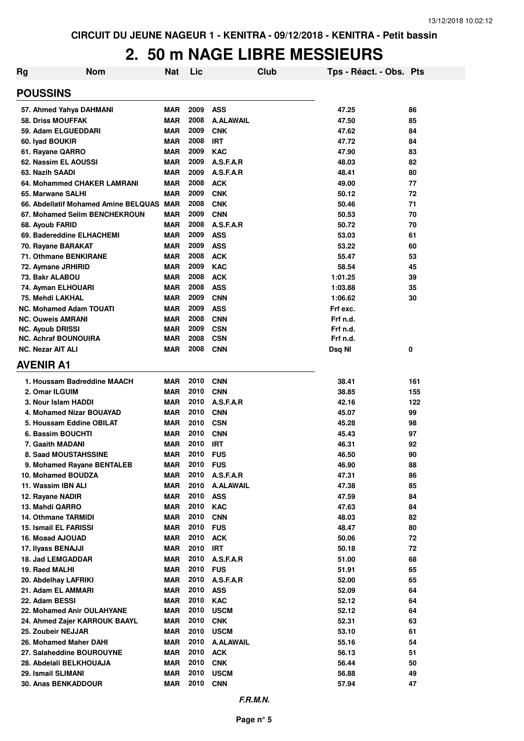CIRCUIT DU JEUNE NAGEUR 1 - KENITRA - 09/12/2018 - KENITRA - Petit bassin

# 2. 50 m NAGE LIBRE MESSIEURS

| Rg | Nom | Nat | Lic | Club | Tps - Réact. - Obs. | Pts |
|---|---|---|---|---|---|---|
| **POUSSINS** | | | | | | |
| 57. | Ahmed Yahya DAHMANI | MAR | 2009 | ASS | 47.25 | 86 |
| 58. | Driss MOUFFAK | MAR | 2008 | A.ALAWAIL | 47.50 | 85 |
| 59. | Adam ELGUEDDARI | MAR | 2009 | CNK | 47.62 | 84 |
| 60. | Iyad BOUKIR | MAR | 2008 | IRT | 47.72 | 84 |
| 61. | Rayane QARRO | MAR | 2009 | KAC | 47.90 | 83 |
| 62. | Nassim EL AOUSSI | MAR | 2009 | A.S.F.A.R | 48.03 | 82 |
| 63. | Nazih SAADI | MAR | 2009 | A.S.F.A.R | 48.41 | 80 |
| 64. | Mohammed CHAKER LAMRANI | MAR | 2008 | ACK | 49.00 | 77 |
| 65. | Marwane SALHI | MAR | 2009 | CNK | 50.12 | 72 |
| 66. | Abdellatif Mohamed Amine BELQUAS | MAR | 2008 | CNK | 50.46 | 71 |
| 67. | Mohamed Selim BENCHEKROUN | MAR | 2009 | CNN | 50.53 | 70 |
| 68. | Ayoub FARID | MAR | 2008 | A.S.F.A.R | 50.72 | 70 |
| 69. | Badereddine ELHACHEMI | MAR | 2009 | ASS | 53.03 | 61 |
| 70. | Rayane BARAKAT | MAR | 2009 | ASS | 53.22 | 60 |
| 71. | Othmane BENKIRANE | MAR | 2008 | ACK | 55.47 | 53 |
| 72. | Aymane JRHIRID | MAR | 2009 | KAC | 58.54 | 45 |
| 73. | Bakr ALABOU | MAR | 2008 | ACK | 1:01.25 | 39 |
| 74. | Ayman ELHOUARI | MAR | 2008 | ASS | 1:03.88 | 35 |
| 75. | Mehdi LAKHAL | MAR | 2009 | CNN | 1:06.62 | 30 |
| NC. | Mohamed Adam TOUATI | MAR | 2009 | ASS | Frf exc. | |
| NC. | Ouweis AMRANI | MAR | 2008 | CNN | Frf n.d. | |
| NC. | Ayoub DRISSI | MAR | 2009 | CSN | Frf n.d. | |
| NC. | Achraf BOUNOUIRA | MAR | 2008 | CSN | Frf n.d. | |
| NC. | Nezar AIT ALI | MAR | 2008 | CNN | Dsq NI | 0 |
| **AVENIR A1** | | | | | | |
| 1. | Houssam Badreddine MAACH | MAR | 2010 | CNN | 38.41 | 161 |
| 2. | Omar ILGUIM | MAR | 2010 | CNN | 38.85 | 155 |
| 3. | Nour Islam HADDI | MAR | 2010 | A.S.F.A.R | 42.16 | 122 |
| 4. | Mohamed Nizar BOUAYAD | MAR | 2010 | CNN | 45.07 | 99 |
| 5. | Houssam Eddine OBILAT | MAR | 2010 | CSN | 45.28 | 98 |
| 6. | Bassim BOUCHTI | MAR | 2010 | CNN | 45.43 | 97 |
| 7. | Gaaith MADANI | MAR | 2010 | IRT | 46.31 | 92 |
| 8. | Saad MOUSTAHSSINE | MAR | 2010 | FUS | 46.50 | 90 |
| 9. | Mohamed Rayane BENTALEB | MAR | 2010 | FUS | 46.90 | 88 |
| 10. | Mohamed BOUDZA | MAR | 2010 | A.S.F.A.R | 47.31 | 86 |
| 11. | Wassim IBN ALI | MAR | 2010 | A.ALAWAIL | 47.38 | 85 |
| 12. | Rayane NADIR | MAR | 2010 | ASS | 47.59 | 84 |
| 13. | Mahdi QARRO | MAR | 2010 | KAC | 47.63 | 84 |
| 14. | Othmane TARMIDI | MAR | 2010 | CNN | 48.03 | 82 |
| 15. | Ismail EL FARISSI | MAR | 2010 | FUS | 48.47 | 80 |
| 16. | Moaad AJOUAD | MAR | 2010 | ACK | 50.06 | 72 |
| 17. | Ilyass BENAJJI | MAR | 2010 | IRT | 50.18 | 72 |
| 18. | Jad LEMGADDAR | MAR | 2010 | A.S.F.A.R | 51.00 | 68 |
| 19. | Raed MALHI | MAR | 2010 | FUS | 51.91 | 65 |
| 20. | Abdelhay LAFRIKI | MAR | 2010 | A.S.F.A.R | 52.00 | 65 |
| 21. | Adam EL AMMARI | MAR | 2010 | ASS | 52.09 | 64 |
| 22. | Adam BESSI | MAR | 2010 | KAC | 52.12 | 64 |
| 22. | Mohamed Anir OULAHYANE | MAR | 2010 | USCM | 52.12 | 64 |
| 24. | Ahmed Zajer KARROUK BAAYL | MAR | 2010 | CNK | 52.31 | 63 |
| 25. | Zoubeir NEJJAR | MAR | 2010 | USCM | 53.10 | 61 |
| 26. | Mohamed Maher DAHI | MAR | 2010 | A.ALAWAIL | 55.16 | 54 |
| 27. | Salaheddine BOUROUYNE | MAR | 2010 | ACK | 56.13 | 51 |
| 28. | Abdelali BELKHOUAJA | MAR | 2010 | CNK | 56.44 | 50 |
| 29. | Ismail SLIMANI | MAR | 2010 | USCM | 56.88 | 49 |
| 30. | Anas BENKADDOUR | MAR | 2010 | CNN | 57.94 | 47 |

*F.R.M.N.*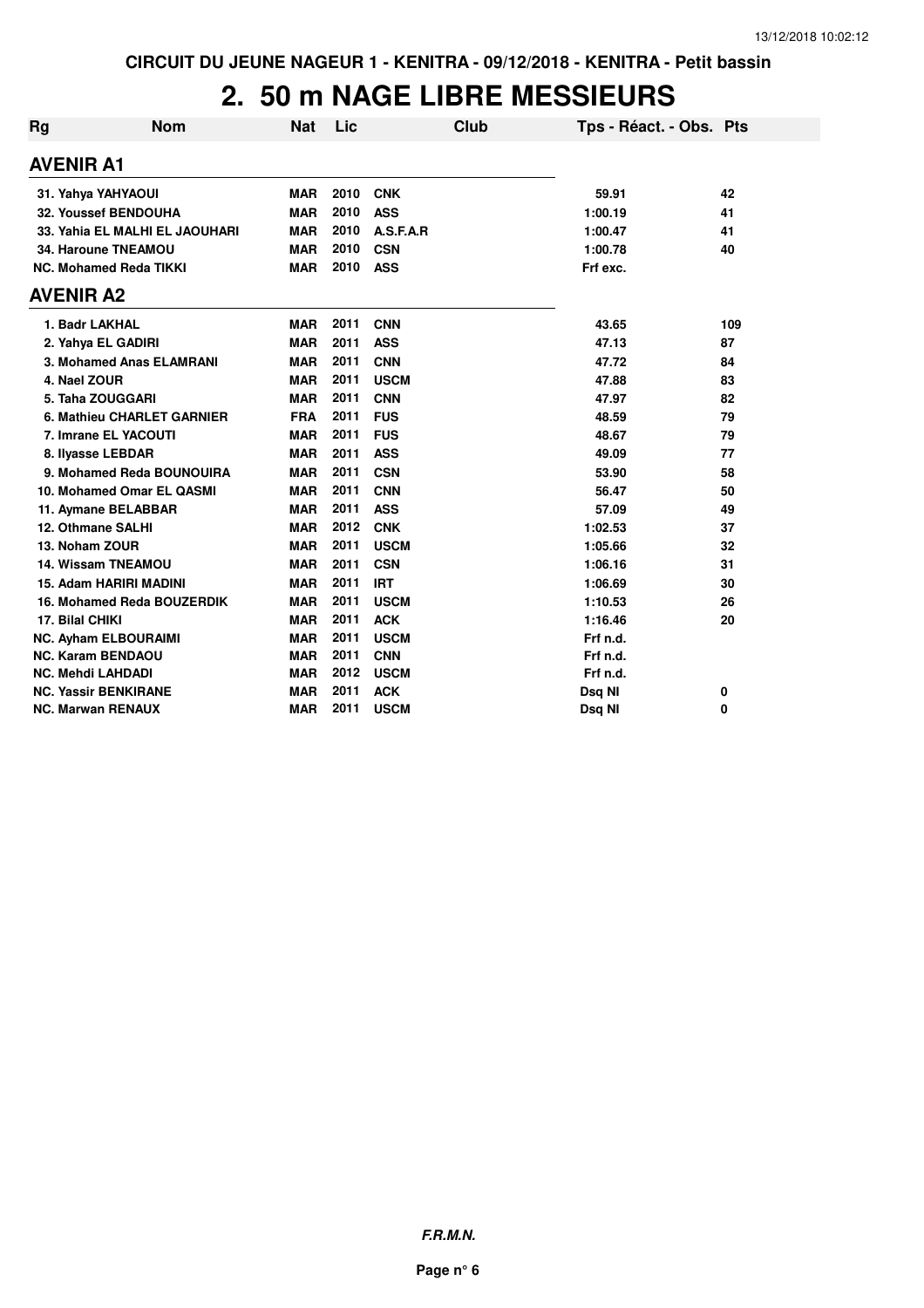CIRCUIT DU JEUNE NAGEUR 1 - KENITRA - 09/12/2018 - KENITRA - Petit bassin

# 2. 50 m NAGE LIBRE MESSIEURS

| Rg | Nom | Nat | Lic | Club | Tps - Réact. - Obs. | Pts |
|---|---|---|---|---|---|---|
| **AVENIR A1** | | | | | | |
| 31. | Yahya YAHYAOUI | MAR | 2010 | CNK | 59.91 | 42 |
| 32. | Youssef BENDOUHA | MAR | 2010 | ASS | 1:00.19 | 41 |
| 33. | Yahia EL MALHI EL JAOUHARI | MAR | 2010 | A.S.F.A.R | 1:00.47 | 41 |
| 34. | Haroune TNEAMOU | MAR | 2010 | CSN | 1:00.78 | 40 |
| NC. | Mohamed Reda TIKKI | MAR | 2010 | ASS | Frf exc. | |
| **AVENIR A2** | | | | | | |
| 1. | Badr LAKHAL | MAR | 2011 | CNN | 43.65 | 109 |
| 2. | Yahya EL GADIRI | MAR | 2011 | ASS | 47.13 | 87 |
| 3. | Mohamed Anas ELAMRANI | MAR | 2011 | CNN | 47.72 | 84 |
| 4. | Nael ZOUR | MAR | 2011 | USCM | 47.88 | 83 |
| 5. | Taha ZOUGGARI | MAR | 2011 | CNN | 47.97 | 82 |
| 6. | Mathieu CHARLET GARNIER | FRA | 2011 | FUS | 48.59 | 79 |
| 7. | Imrane EL YACOUTI | MAR | 2011 | FUS | 48.67 | 79 |
| 8. | Ilyasse LEBDAR | MAR | 2011 | ASS | 49.09 | 77 |
| 9. | Mohamed Reda BOUNOUIRA | MAR | 2011 | CSN | 53.90 | 58 |
| 10. | Mohamed Omar EL QASMI | MAR | 2011 | CNN | 56.47 | 50 |
| 11. | Aymane BELABBAR | MAR | 2011 | ASS | 57.09 | 49 |
| 12. | Othmane SALHI | MAR | 2012 | CNK | 1:02.53 | 37 |
| 13. | Noham ZOUR | MAR | 2011 | USCM | 1:05.66 | 32 |
| 14. | Wissam TNEAMOU | MAR | 2011 | CSN | 1:06.16 | 31 |
| 15. | Adam HARIRI MADINI | MAR | 2011 | IRT | 1:06.69 | 30 |
| 16. | Mohamed Reda BOUZERDIK | MAR | 2011 | USCM | 1:10.53 | 26 |
| 17. | Bilal CHIKI | MAR | 2011 | ACK | 1:16.46 | 20 |
| NC. | Ayham ELBOURAIMI | MAR | 2011 | USCM | Frf n.d. | |
| NC. | Karam BENDAOU | MAR | 2011 | CNN | Frf n.d. | |
| NC. | Mehdi LAHDADI | MAR | 2012 | USCM | Frf n.d. | |
| NC. | Yassir BENKIRANE | MAR | 2011 | ACK | Dsq NI | 0 |
| NC. | Marwan RENAUX | MAR | 2011 | USCM | Dsq NI | 0 |

F.R.M.N.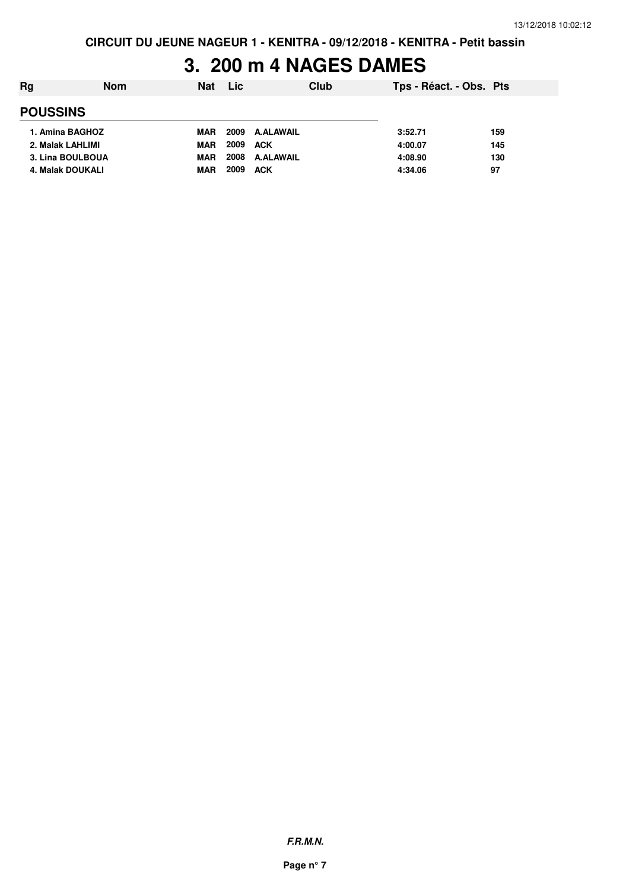CIRCUIT DU JEUNE NAGEUR 1 - KENITRA - 09/12/2018 - KENITRA - Petit bassin

# 3. 200 m 4 NAGES DAMES

| Rg | Nom | Nat | Lic | Club | Tps - Réact. - Obs. | Pts |
|---|---|---|---|---|---|---|
| **POUSSINS** | | | | | | |
| 1. | Amina BAGHOZ | MAR | 2009 | A.ALAWAIL | 3:52.71 | 159 |
| 2. | Malak LAHLIMI | MAR | 2009 | ACK | 4:00.07 | 145 |
| 3. | Lina BOULBOUA | MAR | 2008 | A.ALAWAIL | 4:08.90 | 130 |
| 4. | Malak DOUKALI | MAR | 2009 | ACK | 4:34.06 | 97 |

*F.R.M.N.*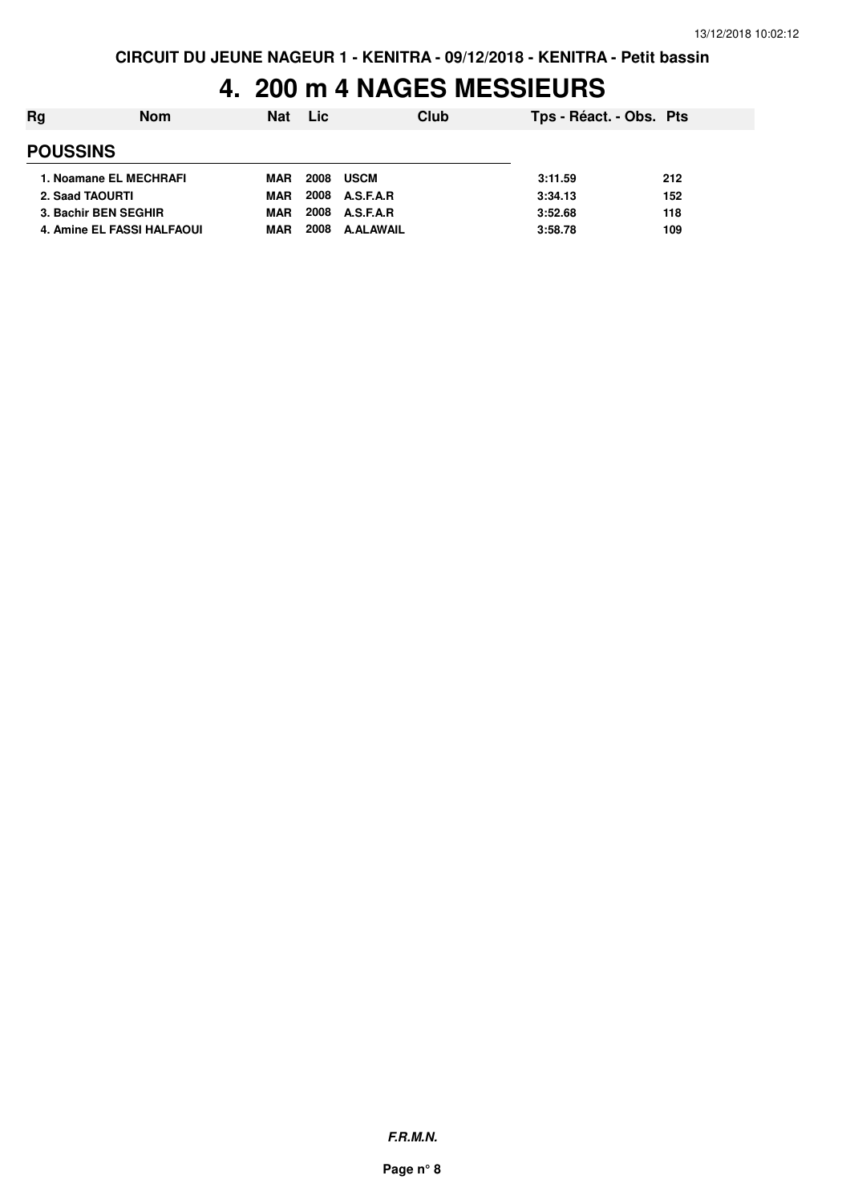# 4. 200 m 4 NAGES MESSIEURS

| Rg | Nom | Nat | Lic | Club | Tps - Réact. - Obs. | Pts |
|---|---|---|---|---|---|---|
| **POUSSINS** | | | | | | |
| 1. | Noamane EL MECHRAFI | MAR | 2008 | USCM | 3:11.59 | 212 |
| 2. | Saad TAOURTI | MAR | 2008 | A.S.F.A.R | 3:34.13 | 152 |
| 3. | Bachir BEN SEGHIR | MAR | 2008 | A.S.F.A.R | 3:52.68 | 118 |
| 4. | Amine EL FASSI HALFAOUI | MAR | 2008 | A.ALAWAIL | 3:58.78 | 109 |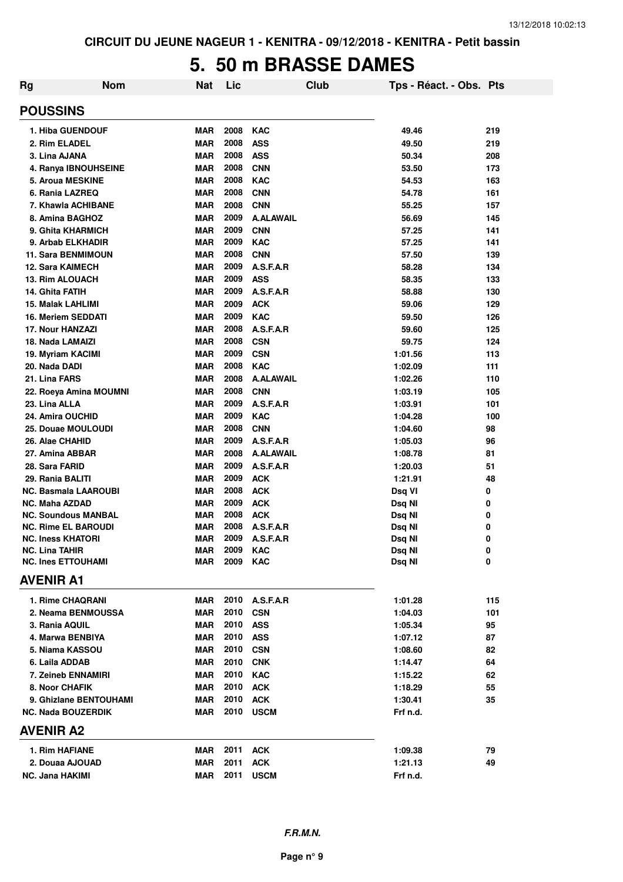CIRCUIT DU JEUNE NAGEUR 1 - KENITRA - 09/12/2018 - KENITRA - Petit bassin

# 5. 50 m BRASSE DAMES

| Rg | Nom | Nat | Lic | Club | Tps - Réact. - Obs. | Pts |
|---|---|---|---|---|---|---|
| **POUSSINS** | | | | | | |
| 1. | Hiba GUENDOUF | MAR | 2008 | KAC | 49.46 | 219 |
| 2. | Rim ELADEL | MAR | 2008 | ASS | 49.50 | 219 |
| 3. | Lina AJANA | MAR | 2008 | ASS | 50.34 | 208 |
| 4. | Ranya IBNOUHSEINE | MAR | 2008 | CNN | 53.50 | 173 |
| 5. | Aroua MESKINE | MAR | 2008 | KAC | 54.53 | 163 |
| 6. | Rania LAZREQ | MAR | 2008 | CNN | 54.78 | 161 |
| 7. | Khawla ACHIBANE | MAR | 2008 | CNN | 55.25 | 157 |
| 8. | Amina BAGHOZ | MAR | 2009 | A.ALAWAIL | 56.69 | 145 |
| 9. | Ghita KHARMICH | MAR | 2009 | CNN | 57.25 | 141 |
| 9. | Arbab ELKHADIR | MAR | 2009 | KAC | 57.25 | 141 |
| 11. | Sara BENMIMOUN | MAR | 2008 | CNN | 57.50 | 139 |
| 12. | Sara KAIMECH | MAR | 2009 | A.S.F.A.R | 58.28 | 134 |
| 13. | Rim ALOUACH | MAR | 2009 | ASS | 58.35 | 133 |
| 14. | Ghita FATIH | MAR | 2009 | A.S.F.A.R | 58.88 | 130 |
| 15. | Malak LAHLIMI | MAR | 2009 | ACK | 59.06 | 129 |
| 16. | Meriem SEDDATI | MAR | 2009 | KAC | 59.50 | 126 |
| 17. | Nour HANZAZI | MAR | 2008 | A.S.F.A.R | 59.60 | 125 |
| 18. | Nada LAMAIZI | MAR | 2008 | CSN | 59.75 | 124 |
| 19. | Myriam KACIMI | MAR | 2009 | CSN | 1:01.56 | 113 |
| 20. | Nada DADI | MAR | 2008 | KAC | 1:02.09 | 111 |
| 21. | Lina FARS | MAR | 2008 | A.ALAWAIL | 1:02.26 | 110 |
| 22. | Roeya Amina MOUMNI | MAR | 2008 | CNN | 1:03.19 | 105 |
| 23. | Lina ALLA | MAR | 2009 | A.S.F.A.R | 1:03.91 | 101 |
| 24. | Amira OUCHID | MAR | 2009 | KAC | 1:04.28 | 100 |
| 25. | Douae MOULOUDI | MAR | 2008 | CNN | 1:04.60 | 98 |
| 26. | Alae CHAHID | MAR | 2009 | A.S.F.A.R | 1:05.03 | 96 |
| 27. | Amina ABBAR | MAR | 2008 | A.ALAWAIL | 1:08.78 | 81 |
| 28. | Sara FARID | MAR | 2009 | A.S.F.A.R | 1:20.03 | 51 |
| 29. | Rania BALITI | MAR | 2009 | ACK | 1:21.91 | 48 |
| NC. | Basmala LAAROUBI | MAR | 2008 | ACK | Dsq VI | 0 |
| NC. | Maha AZDAD | MAR | 2009 | ACK | Dsq NI | 0 |
| NC. | Soundous MANBAL | MAR | 2008 | ACK | Dsq NI | 0 |
| NC. | Rime EL BAROUDI | MAR | 2008 | A.S.F.A.R | Dsq NI | 0 |
| NC. | Iness KHATORI | MAR | 2009 | A.S.F.A.R | Dsq NI | 0 |
| NC. | Lina TAHIR | MAR | 2009 | KAC | Dsq NI | 0 |
| NC. | Ines ETTOUHAMI | MAR | 2009 | KAC | Dsq NI | 0 |
| **AVENIR A1** | | | | | | |
| 1. | Rime CHAQRANI | MAR | 2010 | A.S.F.A.R | 1:01.28 | 115 |
| 2. | Neama BENMOUSSA | MAR | 2010 | CSN | 1:04.03 | 101 |
| 3. | Rania AQUIL | MAR | 2010 | ASS | 1:05.34 | 95 |
| 4. | Marwa BENBIYA | MAR | 2010 | ASS | 1:07.12 | 87 |
| 5. | Niama KASSOU | MAR | 2010 | CSN | 1:08.60 | 82 |
| 6. | Laila ADDAB | MAR | 2010 | CNK | 1:14.47 | 64 |
| 7. | Zeineb ENNAMIRI | MAR | 2010 | KAC | 1:15.22 | 62 |
| 8. | Noor CHAFIK | MAR | 2010 | ACK | 1:18.29 | 55 |
| 9. | Ghizlane BENTOUHAMI | MAR | 2010 | ACK | 1:30.41 | 35 |
| NC. | Nada BOUZERDIK | MAR | 2010 | USCM | Frf n.d. | |
| **AVENIR A2** | | | | | | |
| 1. | Rim HAFIANE | MAR | 2011 | ACK | 1:09.38 | 79 |
| 2. | Douaa AJOUAD | MAR | 2011 | ACK | 1:21.13 | 49 |
| NC. | Jana HAKIMI | MAR | 2011 | USCM | Frf n.d. | |

*F.R.M.N.*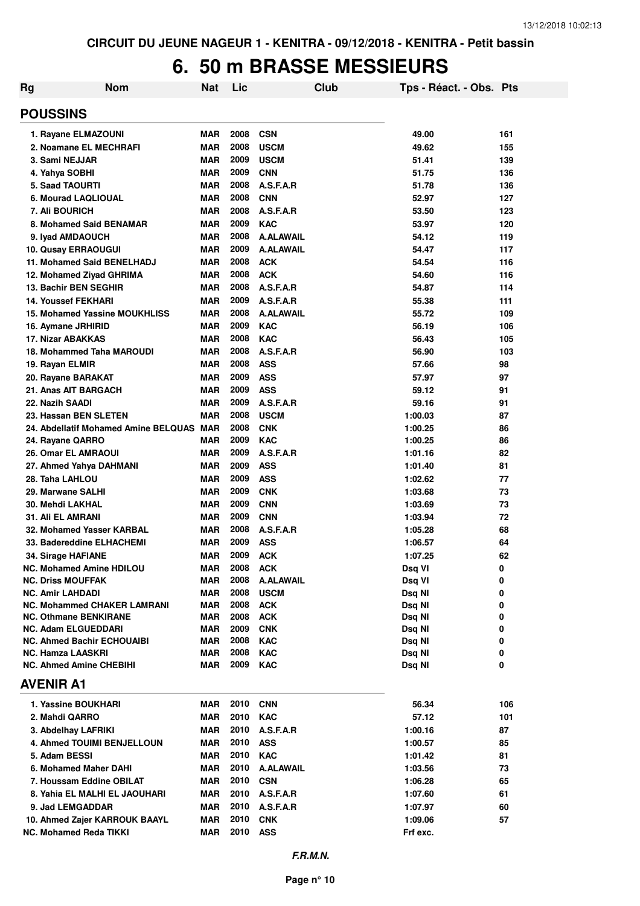CIRCUIT DU JEUNE NAGEUR 1 - KENITRA - 09/12/2018 - KENITRA - Petit bassin

# 6. 50 m BRASSE MESSIEURS

| Rg | Nom | Nat | Lic | Club | Tps - Réact. - Obs. | Pts |
|---|---|---|---|---|---|---|
| **POUSSINS** | | | | | | |
| 1. | Rayane ELMAZOUNI | MAR | 2008 | CSN | 49.00 | 161 |
| 2. | Noamane EL MECHRAFI | MAR | 2008 | USCM | 49.62 | 155 |
| 3. | Sami NEJJAR | MAR | 2009 | USCM | 51.41 | 139 |
| 4. | Yahya SOBHI | MAR | 2009 | CNN | 51.75 | 136 |
| 5. | Saad TAOURTI | MAR | 2008 | A.S.F.A.R | 51.78 | 136 |
| 6. | Mourad LAQLIOUAL | MAR | 2008 | CNN | 52.97 | 127 |
| 7. | Ali BOURICH | MAR | 2008 | A.S.F.A.R | 53.50 | 123 |
| 8. | Mohamed Said BENAMAR | MAR | 2009 | KAC | 53.97 | 120 |
| 9. | Iyad AMDAOUCH | MAR | 2008 | A.ALAWAIL | 54.12 | 119 |
| 10. | Qusay ERRAOUGUI | MAR | 2009 | A.ALAWAIL | 54.47 | 117 |
| 11. | Mohamed Said BENELHADJ | MAR | 2008 | ACK | 54.54 | 116 |
| 12. | Mohamed Ziyad GHRIMA | MAR | 2008 | ACK | 54.60 | 116 |
| 13. | Bachir BEN SEGHIR | MAR | 2008 | A.S.F.A.R | 54.87 | 114 |
| 14. | Youssef FEKHARI | MAR | 2009 | A.S.F.A.R | 55.38 | 111 |
| 15. | Mohamed Yassine MOUKHLISS | MAR | 2008 | A.ALAWAIL | 55.72 | 109 |
| 16. | Aymane JRHIRID | MAR | 2009 | KAC | 56.19 | 106 |
| 17. | Nizar ABAKKAS | MAR | 2008 | KAC | 56.43 | 105 |
| 18. | Mohammed Taha MAROUDI | MAR | 2008 | A.S.F.A.R | 56.90 | 103 |
| 19. | Rayan ELMIR | MAR | 2008 | ASS | 57.66 | 98 |
| 20. | Rayane BARAKAT | MAR | 2009 | ASS | 57.97 | 97 |
| 21. | Anas AIT BARGACH | MAR | 2009 | ASS | 59.12 | 91 |
| 22. | Nazih SAADI | MAR | 2009 | A.S.F.A.R | 59.16 | 91 |
| 23. | Hassan BEN SLETEN | MAR | 2008 | USCM | 1:00.03 | 87 |
| 24. | Abdellatif Mohamed Amine BELQUAS | MAR | 2008 | CNK | 1:00.25 | 86 |
| 24. | Rayane QARRO | MAR | 2009 | KAC | 1:00.25 | 86 |
| 26. | Omar EL AMRAOUI | MAR | 2009 | A.S.F.A.R | 1:01.16 | 82 |
| 27. | Ahmed Yahya DAHMANI | MAR | 2009 | ASS | 1:01.40 | 81 |
| 28. | Taha LAHLOU | MAR | 2009 | ASS | 1:02.62 | 77 |
| 29. | Marwane SALHI | MAR | 2009 | CNK | 1:03.68 | 73 |
| 30. | Mehdi LAKHAL | MAR | 2009 | CNN | 1:03.69 | 73 |
| 31. | Ali EL AMRANI | MAR | 2009 | CNN | 1:03.94 | 72 |
| 32. | Mohamed Yasser KARBAL | MAR | 2008 | A.S.F.A.R | 1:05.28 | 68 |
| 33. | Badereddine ELHACHEMI | MAR | 2009 | ASS | 1:06.57 | 64 |
| 34. | Sirage HAFIANE | MAR | 2009 | ACK | 1:07.25 | 62 |
| NC. | Mohamed Amine HDILOU | MAR | 2008 | ACK | Dsq VI | 0 |
| NC. | Driss MOUFFAK | MAR | 2008 | A.ALAWAIL | Dsq VI | 0 |
| NC. | Amir LAHDADI | MAR | 2008 | USCM | Dsq NI | 0 |
| NC. | Mohammed CHAKER LAMRANI | MAR | 2008 | ACK | Dsq NI | 0 |
| NC. | Othmane BENKIRANE | MAR | 2008 | ACK | Dsq NI | 0 |
| NC. | Adam ELGUEDDARI | MAR | 2009 | CNK | Dsq NI | 0 |
| NC. | Ahmed Bachir ECHOUAIBI | MAR | 2008 | KAC | Dsq NI | 0 |
| NC. | Hamza LAASKRI | MAR | 2008 | KAC | Dsq NI | 0 |
| NC. | Ahmed Amine CHEBIHI | MAR | 2009 | KAC | Dsq NI | 0 |
| **AVENIR A1** | | | | | | |
| 1. | Yassine BOUKHARI | MAR | 2010 | CNN | 56.34 | 106 |
| 2. | Mahdi QARRO | MAR | 2010 | KAC | 57.12 | 101 |
| 3. | Abdelhay LAFRIKI | MAR | 2010 | A.S.F.A.R | 1:00.16 | 87 |
| 4. | Ahmed TOUIMI BENJELLOUN | MAR | 2010 | ASS | 1:00.57 | 85 |
| 5. | Adam BESSI | MAR | 2010 | KAC | 1:01.42 | 81 |
| 6. | Mohamed Maher DAHI | MAR | 2010 | A.ALAWAIL | 1:03.56 | 73 |
| 7. | Houssam Eddine OBILAT | MAR | 2010 | CSN | 1:06.28 | 65 |
| 8. | Yahia EL MALHI EL JAOUHARI | MAR | 2010 | A.S.F.A.R | 1:07.60 | 61 |
| 9. | Jad LEMGADDAR | MAR | 2010 | A.S.F.A.R | 1:07.97 | 60 |
| 10. | Ahmed Zajer KARROUK BAAYL | MAR | 2010 | CNK | 1:09.06 | 57 |
| NC. | Mohamed Reda TIKKI | MAR | 2010 | ASS | Frf exc. | |

*F.R.M.N.*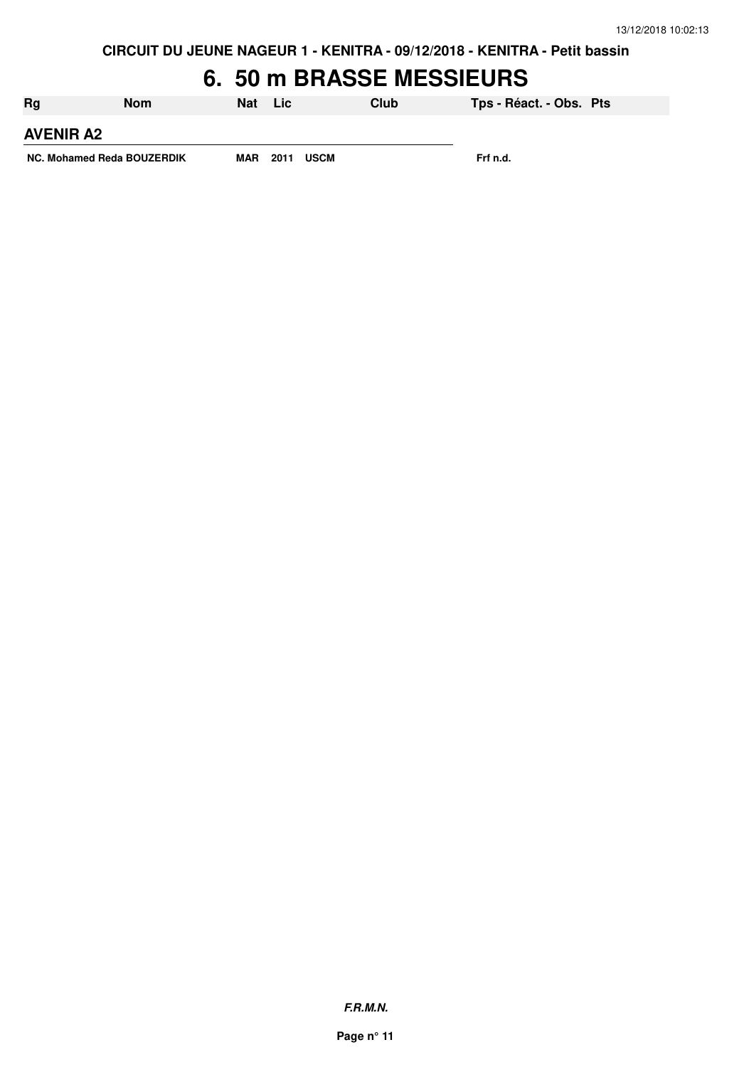# 6. 50 m BRASSE MESSIEURS

| Rg | Nom | Nat | Lic | Club | Tps - Réact. - Obs. | Pts |
|---|---|---|---|---|---|---|
| **AVENIR A2** | | | | | | |
| NC. | Mohamed Reda BOUZERDIK | MAR | 2011 | USCM | Frf n.d. | |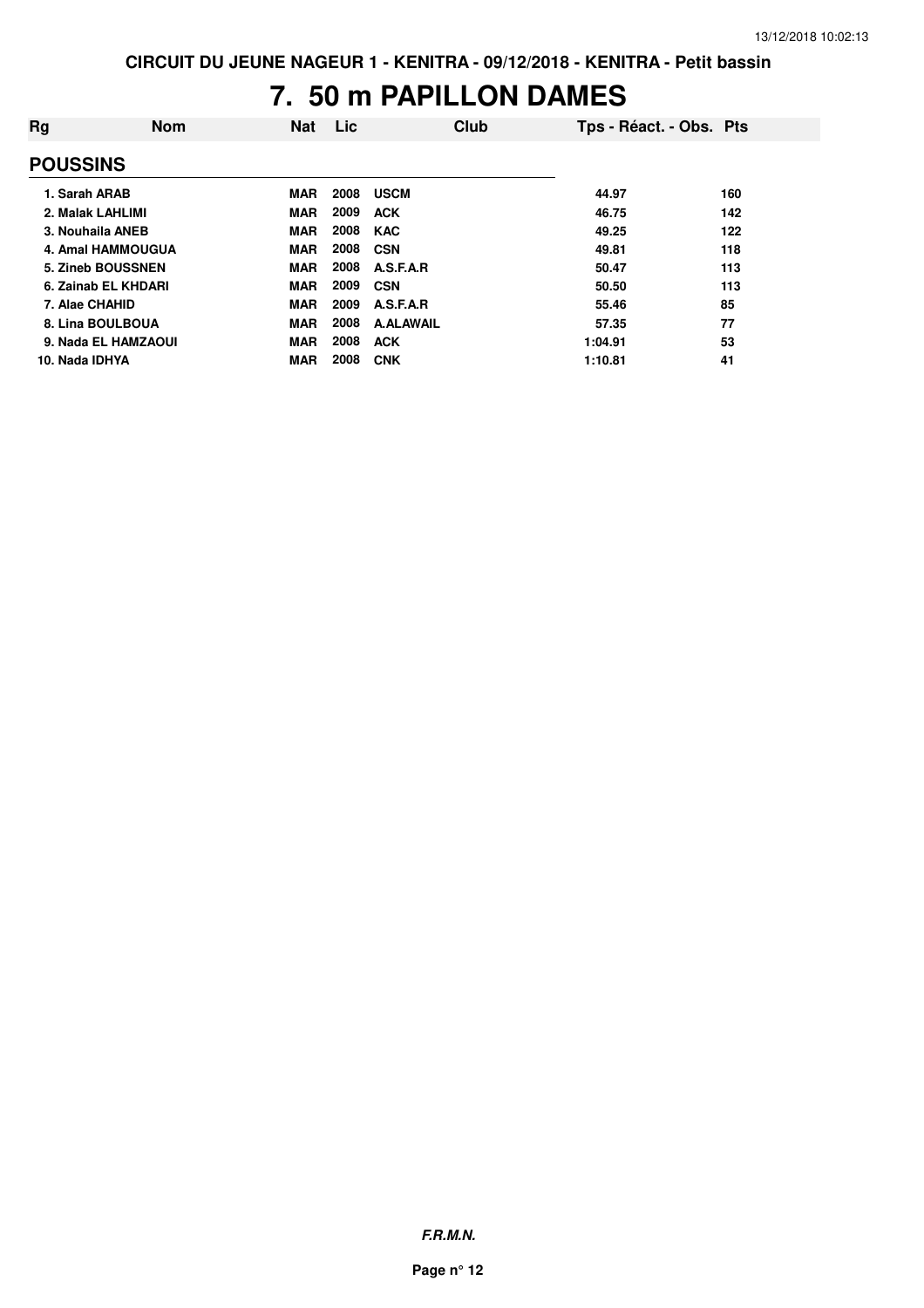CIRCUIT DU JEUNE NAGEUR 1 - KENITRA - 09/12/2018 - KENITRA - Petit bassin

# 7. 50 m PAPILLON DAMES

| Rg | Nom | Nat | Lic | Club | Tps - Réact. - Obs. | Pts |
|---|---|---|---|---|---|---|
| **POUSSINS** | | | | | | |
| 1. Sarah ARAB | | MAR | 2008 | USCM | 44.97 | 160 |
| 2. Malak LAHLIMI | | MAR | 2009 | ACK | 46.75 | 142 |
| 3. Nouhaila ANEB | | MAR | 2008 | KAC | 49.25 | 122 |
| 4. Amal HAMMOUGUA | | MAR | 2008 | CSN | 49.81 | 118 |
| 5. Zineb BOUSSNEN | | MAR | 2008 | A.S.F.A.R | 50.47 | 113 |
| 6. Zainab EL KHDARI | | MAR | 2009 | CSN | 50.50 | 113 |
| 7. Alae CHAHID | | MAR | 2009 | A.S.F.A.R | 55.46 | 85 |
| 8. Lina BOULBOUA | | MAR | 2008 | A.ALAWAIL | 57.35 | 77 |
| 9. Nada EL HAMZAOUI | | MAR | 2008 | ACK | 1:04.91 | 53 |
| 10. Nada IDHYA | | MAR | 2008 | CNK | 1:10.81 | 41 |

***F.R.M.N.***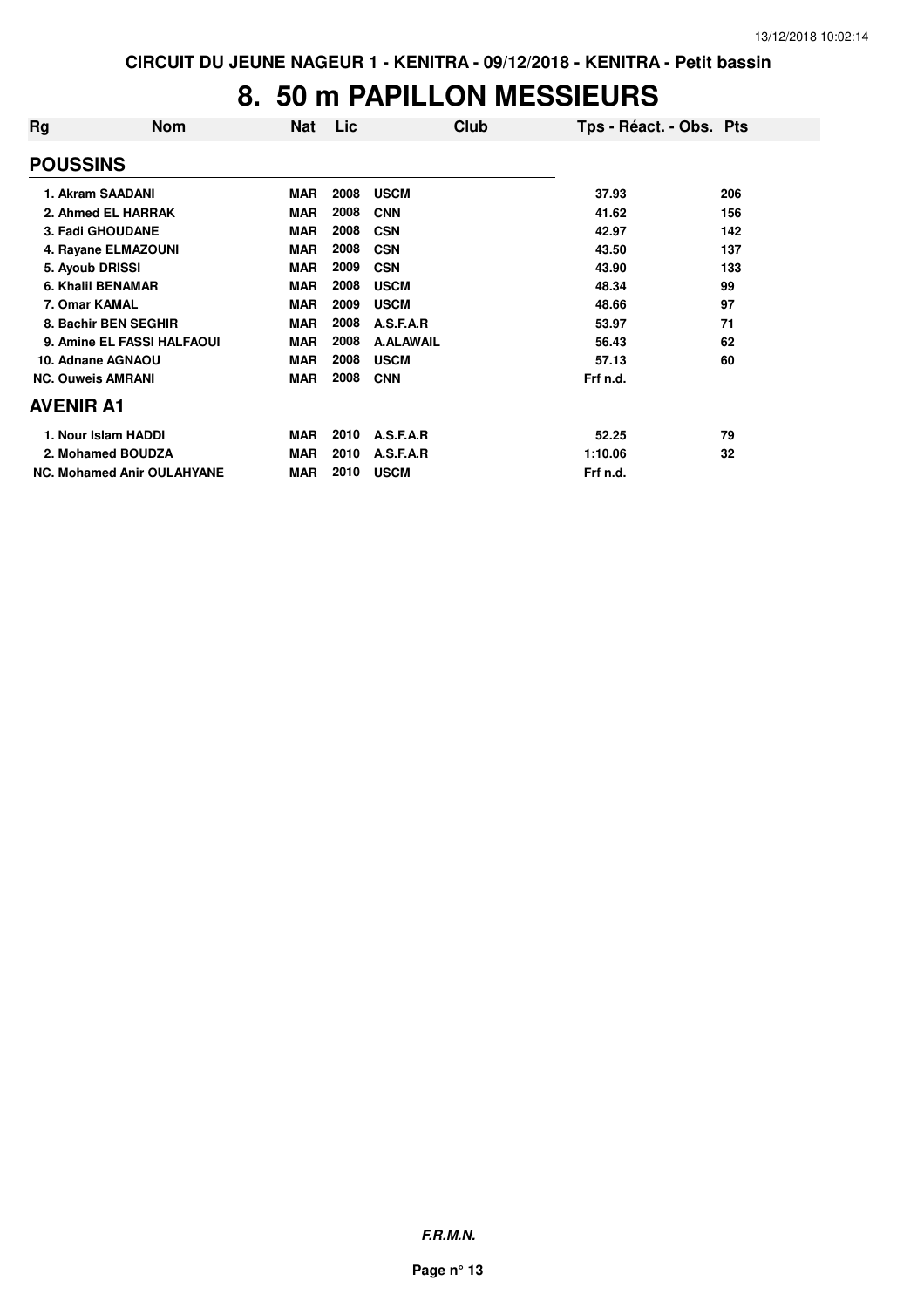CIRCUIT DU JEUNE NAGEUR 1 - KENITRA - 09/12/2018 - KENITRA - Petit bassin

# 8. 50 m PAPILLON MESSIEURS

| Rg | Nom | Nat | Lic | Club | Tps - Réact. - Obs. | Pts |
|---|---|---|---|---|---|---|
| **POUSSINS** | | | | | | |
| 1. | Akram SAADANI | MAR | 2008 | USCM | 37.93 | 206 |
| 2. | Ahmed EL HARRAK | MAR | 2008 | CNN | 41.62 | 156 |
| 3. | Fadi GHOUDANE | MAR | 2008 | CSN | 42.97 | 142 |
| 4. | Rayane ELMAZOUNI | MAR | 2008 | CSN | 43.50 | 137 |
| 5. | Ayoub DRISSI | MAR | 2009 | CSN | 43.90 | 133 |
| 6. | Khalil BENAMAR | MAR | 2008 | USCM | 48.34 | 99 |
| 7. | Omar KAMAL | MAR | 2009 | USCM | 48.66 | 97 |
| 8. | Bachir BEN SEGHIR | MAR | 2008 | A.S.F.A.R | 53.97 | 71 |
| 9. | Amine EL FASSI HALFAOUI | MAR | 2008 | A.ALAWAIL | 56.43 | 62 |
| 10. | Adnane AGNAOU | MAR | 2008 | USCM | 57.13 | 60 |
| NC. | Ouweis AMRANI | MAR | 2008 | CNN | Frf n.d. | |
| **AVENIR A1** | | | | | | |
| 1. | Nour Islam HADDI | MAR | 2010 | A.S.F.A.R | 52.25 | 79 |
| 2. | Mohamed BOUDZA | MAR | 2010 | A.S.F.A.R | 1:10.06 | 32 |
| NC. | Mohamed Anir OULAHYANE | MAR | 2010 | USCM | Frf n.d. | |

*F.R.M.N.*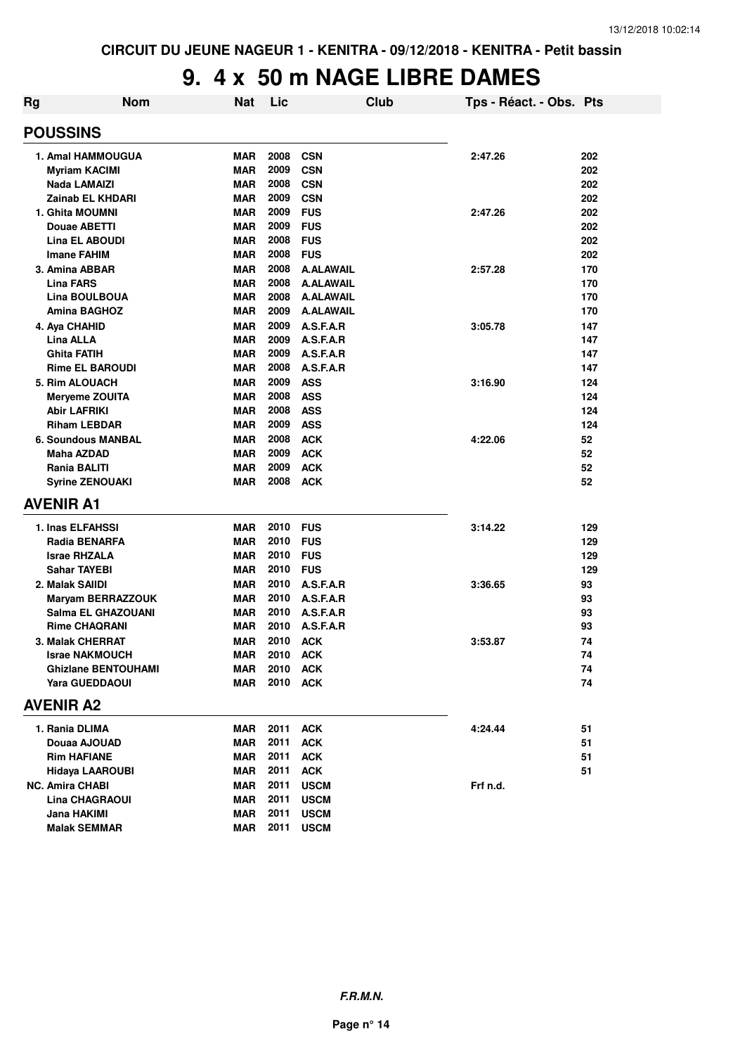CIRCUIT DU JEUNE NAGEUR 1 - KENITRA - 09/12/2018 - KENITRA - Petit bassin

# 9. 4 x 50 m NAGE LIBRE DAMES

| Rg | Nom | Nat | Lic | Club | Tps - Réact. - Obs. | Pts |
|---|---|---|---|---|---|---|
| **POUSSINS** | | | | | | |
| 1. | Amal HAMMOUGUA | MAR | 2008 | CSN | 2:47.26 | 202 |
| | Myriam KACIMI | MAR | 2009 | CSN | | 202 |
| | Nada LAMAIZI | MAR | 2008 | CSN | | 202 |
| | Zainab EL KHDARI | MAR | 2009 | CSN | | 202 |
| 1. | Ghita MOUMNI | MAR | 2009 | FUS | 2:47.26 | 202 |
| | Douae ABETTI | MAR | 2009 | FUS | | 202 |
| | Lina EL ABOUDI | MAR | 2008 | FUS | | 202 |
| | Imane FAHIM | MAR | 2008 | FUS | | 202 |
| 3. | Amina ABBAR | MAR | 2008 | A.ALAWAIL | 2:57.28 | 170 |
| | Lina FARS | MAR | 2008 | A.ALAWAIL | | 170 |
| | Lina BOULBOUA | MAR | 2008 | A.ALAWAIL | | 170 |
| | Amina BAGHOZ | MAR | 2009 | A.ALAWAIL | | 170 |
| 4. | Aya CHAHID | MAR | 2009 | A.S.F.A.R | 3:05.78 | 147 |
| | Lina ALLA | MAR | 2009 | A.S.F.A.R | | 147 |
| | Ghita FATIH | MAR | 2009 | A.S.F.A.R | | 147 |
| | Rime EL BAROUDI | MAR | 2008 | A.S.F.A.R | | 147 |
| 5. | Rim ALOUACH | MAR | 2009 | ASS | 3:16.90 | 124 |
| | Meryeme ZOUITA | MAR | 2008 | ASS | | 124 |
| | Abir LAFRIKI | MAR | 2008 | ASS | | 124 |
| | Riham LEBDAR | MAR | 2009 | ASS | | 124 |
| 6. | Soundous MANBAL | MAR | 2008 | ACK | 4:22.06 | 52 |
| | Maha AZDAD | MAR | 2009 | ACK | | 52 |
| | Rania BALITI | MAR | 2009 | ACK | | 52 |
| | Syrine ZENOUAKI | MAR | 2008 | ACK | | 52 |
| **AVENIR A1** | | | | | | |
| 1. | Inas ELFAHSSI | MAR | 2010 | FUS | 3:14.22 | 129 |
| | Radia BENARFA | MAR | 2010 | FUS | | 129 |
| | Israe RHZALA | MAR | 2010 | FUS | | 129 |
| | Sahar TAYEBI | MAR | 2010 | FUS | | 129 |
| 2. | Malak SAIIDI | MAR | 2010 | A.S.F.A.R | 3:36.65 | 93 |
| | Maryam BERRAZZOUK | MAR | 2010 | A.S.F.A.R | | 93 |
| | Salma EL GHAZOUANI | MAR | 2010 | A.S.F.A.R | | 93 |
| | Rime CHAQRANI | MAR | 2010 | A.S.F.A.R | | 93 |
| 3. | Malak CHERRAT | MAR | 2010 | ACK | 3:53.87 | 74 |
| | Israe NAKMOUCH | MAR | 2010 | ACK | | 74 |
| | Ghizlane BENTOUHAMI | MAR | 2010 | ACK | | 74 |
| | Yara GUEDDAOUI | MAR | 2010 | ACK | | 74 |
| **AVENIR A2** | | | | | | |
| 1. | Rania DLIMA | MAR | 2011 | ACK | 4:24.44 | 51 |
| | Douaa AJOUAD | MAR | 2011 | ACK | | 51 |
| | Rim HAFIANE | MAR | 2011 | ACK | | 51 |
| | Hidaya LAAROUBI | MAR | 2011 | ACK | | 51 |
| NC. | Amira CHABI | MAR | 2011 | USCM | Frf n.d. | |
| | Lina CHAGRAOUI | MAR | 2011 | USCM | | |
| | Jana HAKIMI | MAR | 2011 | USCM | | |
| | Malak SEMMAR | MAR | 2011 | USCM | | |

*F.R.M.N.*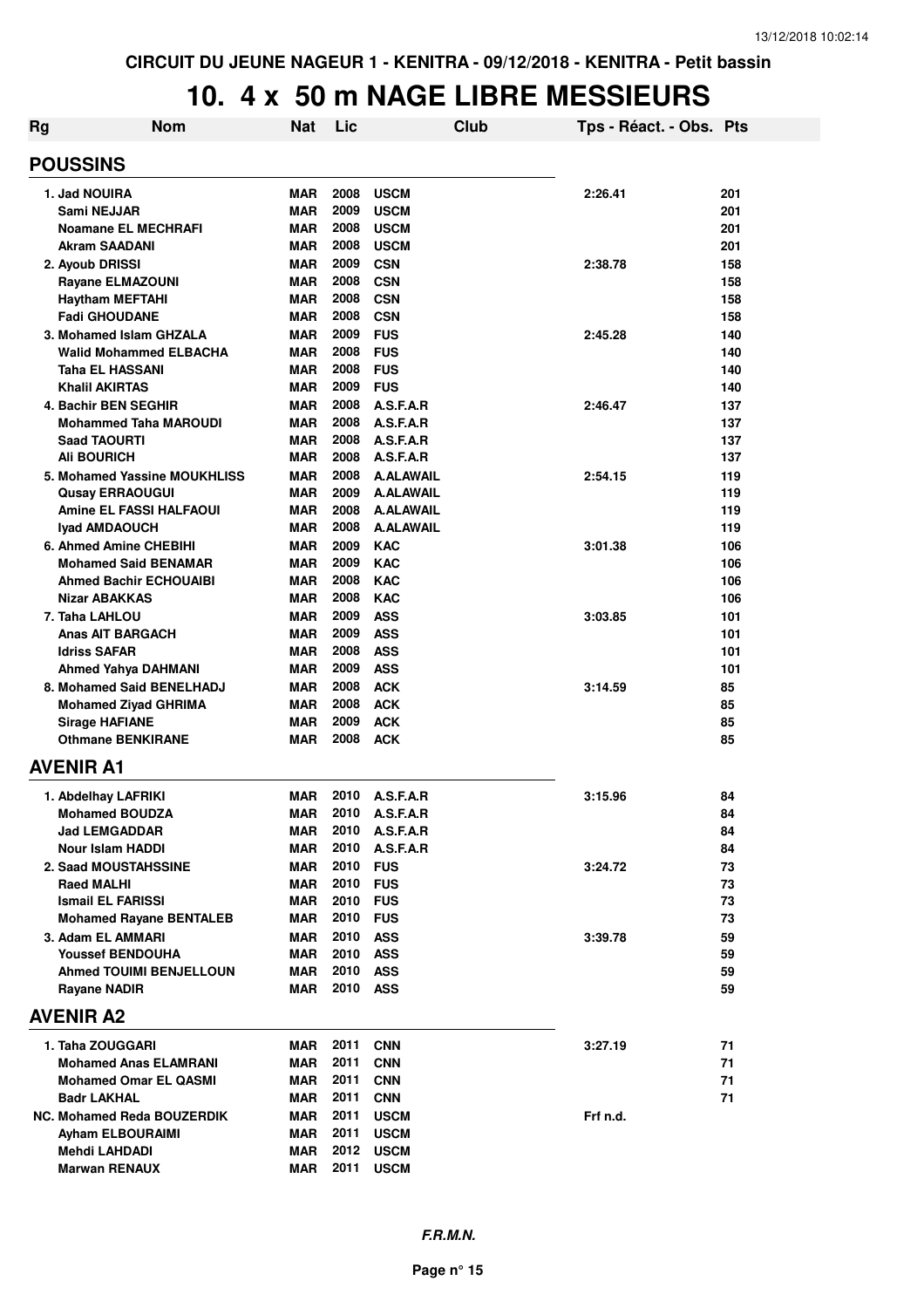CIRCUIT DU JEUNE NAGEUR 1 - KENITRA - 09/12/2018 - KENITRA - Petit bassin

# 10. 4 x 50 m NAGE LIBRE MESSIEURS

| Rg | Nom | Nat | Lic | Club | Tps - Réact. - Obs. | Pts |
|---|---|---|---|---|---|---|
| **POUSSINS** | | | | | | |
| 1. | Jad NOUIRA | MAR | 2008 | USCM | 2:26.41 | 201 |
| | Sami NEJJAR | MAR | 2009 | USCM | | 201 |
| | Noamane EL MECHRAFI | MAR | 2008 | USCM | | 201 |
| | Akram SAADANI | MAR | 2008 | USCM | | 201 |
| 2. | Ayoub DRISSI | MAR | 2009 | CSN | 2:38.78 | 158 |
| | Rayane ELMAZOUNI | MAR | 2008 | CSN | | 158 |
| | Haytham MEFTAHI | MAR | 2008 | CSN | | 158 |
| | Fadi GHOUDANE | MAR | 2008 | CSN | | 158 |
| 3. | Mohamed Islam GHZALA | MAR | 2009 | FUS | 2:45.28 | 140 |
| | Walid Mohammed ELBACHA | MAR | 2008 | FUS | | 140 |
| | Taha EL HASSANI | MAR | 2008 | FUS | | 140 |
| | Khalil AKIRTAS | MAR | 2009 | FUS | | 140 |
| 4. | Bachir BEN SEGHIR | MAR | 2008 | A.S.F.A.R | 2:46.47 | 137 |
| | Mohammed Taha MAROUDI | MAR | 2008 | A.S.F.A.R | | 137 |
| | Saad TAOURTI | MAR | 2008 | A.S.F.A.R | | 137 |
| | Ali BOURICH | MAR | 2008 | A.S.F.A.R | | 137 |
| 5. | Mohamed Yassine MOUKHLISS | MAR | 2008 | A.ALAWAIL | 2:54.15 | 119 |
| | Qusay ERRAOUGUI | MAR | 2009 | A.ALAWAIL | | 119 |
| | Amine EL FASSI HALFAOUI | MAR | 2008 | A.ALAWAIL | | 119 |
| | Iyad AMDAOUCH | MAR | 2008 | A.ALAWAIL | | 119 |
| 6. | Ahmed Amine CHEBIHI | MAR | 2009 | KAC | 3:01.38 | 106 |
| | Mohamed Said BENAMAR | MAR | 2009 | KAC | | 106 |
| | Ahmed Bachir ECHOUAIBI | MAR | 2008 | KAC | | 106 |
| | Nizar ABAKKAS | MAR | 2008 | KAC | | 106 |
| 7. | Taha LAHLOU | MAR | 2009 | ASS | 3:03.85 | 101 |
| | Anas AIT BARGACH | MAR | 2009 | ASS | | 101 |
| | Idriss SAFAR | MAR | 2008 | ASS | | 101 |
| | Ahmed Yahya DAHMANI | MAR | 2009 | ASS | | 101 |
| 8. | Mohamed Said BENELHADJ | MAR | 2008 | ACK | 3:14.59 | 85 |
| | Mohamed Ziyad GHRIMA | MAR | 2008 | ACK | | 85 |
| | Sirage HAFIANE | MAR | 2009 | ACK | | 85 |
| | Othmane BENKIRANE | MAR | 2008 | ACK | | 85 |
| **AVENIR A1** | | | | | | |
| 1. | Abdelhay LAFRIKI | MAR | 2010 | A.S.F.A.R | 3:15.96 | 84 |
| | Mohamed BOUDZA | MAR | 2010 | A.S.F.A.R | | 84 |
| | Jad LEMGADDAR | MAR | 2010 | A.S.F.A.R | | 84 |
| | Nour Islam HADDI | MAR | 2010 | A.S.F.A.R | | 84 |
| 2. | Saad MOUSTAHSSINE | MAR | 2010 | FUS | 3:24.72 | 73 |
| | Raed MALHI | MAR | 2010 | FUS | | 73 |
| | Ismail EL FARISSI | MAR | 2010 | FUS | | 73 |
| | Mohamed Rayane BENTALEB | MAR | 2010 | FUS | | 73 |
| 3. | Adam EL AMMARI | MAR | 2010 | ASS | 3:39.78 | 59 |
| | Youssef BENDOUHA | MAR | 2010 | ASS | | 59 |
| | Ahmed TOUIMI BENJELLOUN | MAR | 2010 | ASS | | 59 |
| | Rayane NADIR | MAR | 2010 | ASS | | 59 |
| **AVENIR A2** | | | | | | |
| 1. | Taha ZOUGGARI | MAR | 2011 | CNN | 3:27.19 | 71 |
| | Mohamed Anas ELAMRANI | MAR | 2011 | CNN | | 71 |
| | Mohamed Omar EL QASMI | MAR | 2011 | CNN | | 71 |
| | Badr LAKHAL | MAR | 2011 | CNN | | 71 |
| NC. | Mohamed Reda BOUZERDIK | MAR | 2011 | USCM | Frf n.d. | |
| | Ayham ELBOURAIMI | MAR | 2011 | USCM | | |
| | Mehdi LAHDADI | MAR | 2012 | USCM | | |
| | Marwan RENAUX | MAR | 2011 | USCM | | |

*F.R.M.N.*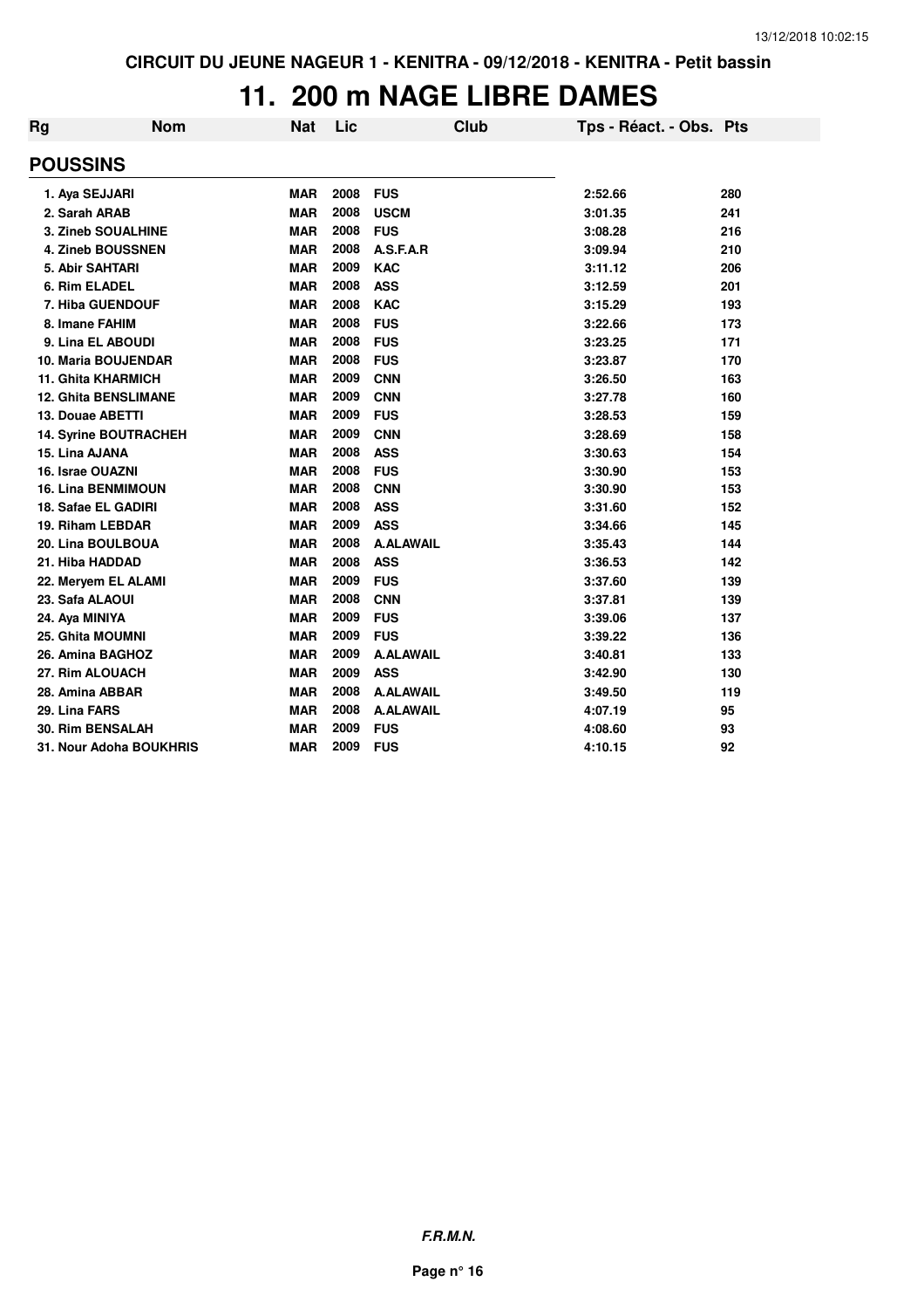CIRCUIT DU JEUNE NAGEUR 1 - KENITRA - 09/12/2018 - KENITRA - Petit bassin

# 11. 200 m NAGE LIBRE DAMES

| Rg | Nom | Nat | Lic | Club | Tps - Réact. - Obs. | Pts |
|---|---|---|---|---|---|---|
| **POUSSINS** | | | | | | |
| 1. Aya SEJJARI | | MAR | 2008 | FUS | 2:52.66 | 280 |
| 2. Sarah ARAB | | MAR | 2008 | USCM | 3:01.35 | 241 |
| 3. Zineb SOUALHINE | | MAR | 2008 | FUS | 3:08.28 | 216 |
| 4. Zineb BOUSSNEN | | MAR | 2008 | A.S.F.A.R | 3:09.94 | 210 |
| 5. Abir SAHTARI | | MAR | 2009 | KAC | 3:11.12 | 206 |
| 6. Rim ELADEL | | MAR | 2008 | ASS | 3:12.59 | 201 |
| 7. Hiba GUENDOUF | | MAR | 2008 | KAC | 3:15.29 | 193 |
| 8. Imane FAHIM | | MAR | 2008 | FUS | 3:22.66 | 173 |
| 9. Lina EL ABOUDI | | MAR | 2008 | FUS | 3:23.25 | 171 |
| 10. Maria BOUJENDAR | | MAR | 2008 | FUS | 3:23.87 | 170 |
| 11. Ghita KHARMICH | | MAR | 2009 | CNN | 3:26.50 | 163 |
| 12. Ghita BENSLIMANE | | MAR | 2009 | CNN | 3:27.78 | 160 |
| 13. Douae ABETTI | | MAR | 2009 | FUS | 3:28.53 | 159 |
| 14. Syrine BOUTRACHEH | | MAR | 2009 | CNN | 3:28.69 | 158 |
| 15. Lina AJANA | | MAR | 2008 | ASS | 3:30.63 | 154 |
| 16. Israe OUAZNI | | MAR | 2008 | FUS | 3:30.90 | 153 |
| 16. Lina BENMIMOUN | | MAR | 2008 | CNN | 3:30.90 | 153 |
| 18. Safae EL GADIRI | | MAR | 2008 | ASS | 3:31.60 | 152 |
| 19. Riham LEBDAR | | MAR | 2009 | ASS | 3:34.66 | 145 |
| 20. Lina BOULBOUA | | MAR | 2008 | A.ALAWAIL | 3:35.43 | 144 |
| 21. Hiba HADDAD | | MAR | 2008 | ASS | 3:36.53 | 142 |
| 22. Meryem EL ALAMI | | MAR | 2009 | FUS | 3:37.60 | 139 |
| 23. Safa ALAOUI | | MAR | 2008 | CNN | 3:37.81 | 139 |
| 24. Aya MINIYA | | MAR | 2009 | FUS | 3:39.06 | 137 |
| 25. Ghita MOUMNI | | MAR | 2009 | FUS | 3:39.22 | 136 |
| 26. Amina BAGHOZ | | MAR | 2009 | A.ALAWAIL | 3:40.81 | 133 |
| 27. Rim ALOUACH | | MAR | 2009 | ASS | 3:42.90 | 130 |
| 28. Amina ABBAR | | MAR | 2008 | A.ALAWAIL | 3:49.50 | 119 |
| 29. Lina FARS | | MAR | 2008 | A.ALAWAIL | 4:07.19 | 95 |
| 30. Rim BENSALAH | | MAR | 2009 | FUS | 4:08.60 | 93 |
| 31. Nour Adoha BOUKHRIS | | MAR | 2009 | FUS | 4:10.15 | 92 |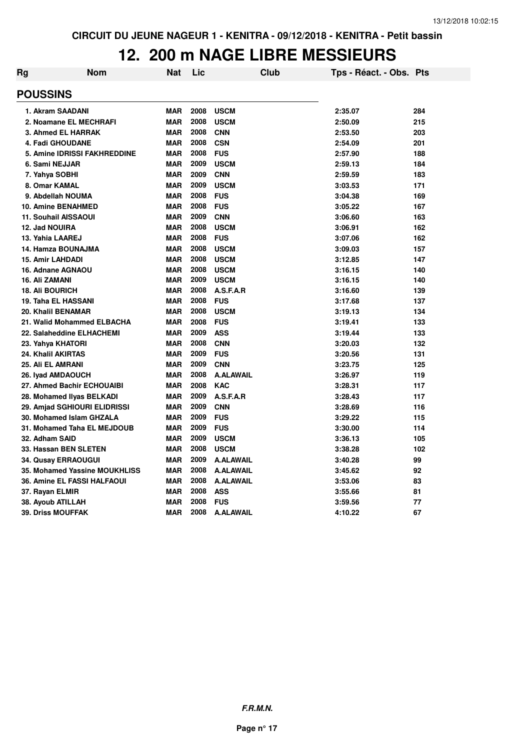CIRCUIT DU JEUNE NAGEUR 1 - KENITRA - 09/12/2018 - KENITRA - Petit bassin

# 12. 200 m NAGE LIBRE MESSIEURS

## POUSSINS

| Rg | Nom | Nat | Lic | Club | Tps - Réact. - Obs. | Pts |
|---|---|---|---|---|---|---|
| 1. | Akram SAADANI | MAR | 2008 | USCM | 2:35.07 | 284 |
| 2. | Noamane EL MECHRAFI | MAR | 2008 | USCM | 2:50.09 | 215 |
| 3. | Ahmed EL HARRAK | MAR | 2008 | CNN | 2:53.50 | 203 |
| 4. | Fadi GHOUDANE | MAR | 2008 | CSN | 2:54.09 | 201 |
| 5. | Amine IDRISSI FAKHREDDINE | MAR | 2008 | FUS | 2:57.90 | 188 |
| 6. | Sami NEJJAR | MAR | 2009 | USCM | 2:59.13 | 184 |
| 7. | Yahya SOBHI | MAR | 2009 | CNN | 2:59.59 | 183 |
| 8. | Omar KAMAL | MAR | 2009 | USCM | 3:03.53 | 171 |
| 9. | Abdellah NOUMA | MAR | 2008 | FUS | 3:04.38 | 169 |
| 10. | Amine BENAHMED | MAR | 2008 | FUS | 3:05.22 | 167 |
| 11. | Souhail AISSAOUI | MAR | 2009 | CNN | 3:06.60 | 163 |
| 12. | Jad NOUIRA | MAR | 2008 | USCM | 3:06.91 | 162 |
| 13. | Yahia LAAREJ | MAR | 2008 | FUS | 3:07.06 | 162 |
| 14. | Hamza BOUNAJMA | MAR | 2008 | USCM | 3:09.03 | 157 |
| 15. | Amir LAHDADI | MAR | 2008 | USCM | 3:12.85 | 147 |
| 16. | Adnane AGNAOU | MAR | 2008 | USCM | 3:16.15 | 140 |
| 16. | Ali ZAMANI | MAR | 2009 | USCM | 3:16.15 | 140 |
| 18. | Ali BOURICH | MAR | 2008 | A.S.F.A.R | 3:16.60 | 139 |
| 19. | Taha EL HASSANI | MAR | 2008 | FUS | 3:17.68 | 137 |
| 20. | Khalil BENAMAR | MAR | 2008 | USCM | 3:19.13 | 134 |
| 21. | Walid Mohammed ELBACHA | MAR | 2008 | FUS | 3:19.41 | 133 |
| 22. | Salaheddine ELHACHEMI | MAR | 2009 | ASS | 3:19.44 | 133 |
| 23. | Yahya KHATORI | MAR | 2008 | CNN | 3:20.03 | 132 |
| 24. | Khalil AKIRTAS | MAR | 2009 | FUS | 3:20.56 | 131 |
| 25. | Ali EL AMRANI | MAR | 2009 | CNN | 3:23.75 | 125 |
| 26. | Iyad AMDAOUCH | MAR | 2008 | A.ALAWAIL | 3:26.97 | 119 |
| 27. | Ahmed Bachir ECHOUAIBI | MAR | 2008 | KAC | 3:28.31 | 117 |
| 28. | Mohamed Ilyas BELKADI | MAR | 2009 | A.S.F.A.R | 3:28.43 | 117 |
| 29. | Amjad SGHIOURI ELIDRISSI | MAR | 2009 | CNN | 3:28.69 | 116 |
| 30. | Mohamed Islam GHZALA | MAR | 2009 | FUS | 3:29.22 | 115 |
| 31. | Mohamed Taha EL MEJDOUB | MAR | 2009 | FUS | 3:30.00 | 114 |
| 32. | Adham SAID | MAR | 2009 | USCM | 3:36.13 | 105 |
| 33. | Hassan BEN SLETEN | MAR | 2008 | USCM | 3:38.28 | 102 |
| 34. | Qusay ERRAOUGUI | MAR | 2009 | A.ALAWAIL | 3:40.28 | 99 |
| 35. | Mohamed Yassine MOUKHLISS | MAR | 2008 | A.ALAWAIL | 3:45.62 | 92 |
| 36. | Amine EL FASSI HALFAOUI | MAR | 2008 | A.ALAWAIL | 3:53.06 | 83 |
| 37. | Rayan ELMIR | MAR | 2008 | ASS | 3:55.66 | 81 |
| 38. | Ayoub ATILLAH | MAR | 2008 | FUS | 3:59.56 | 77 |
| 39. | Driss MOUFFAK | MAR | 2008 | A.ALAWAIL | 4:10.22 | 67 |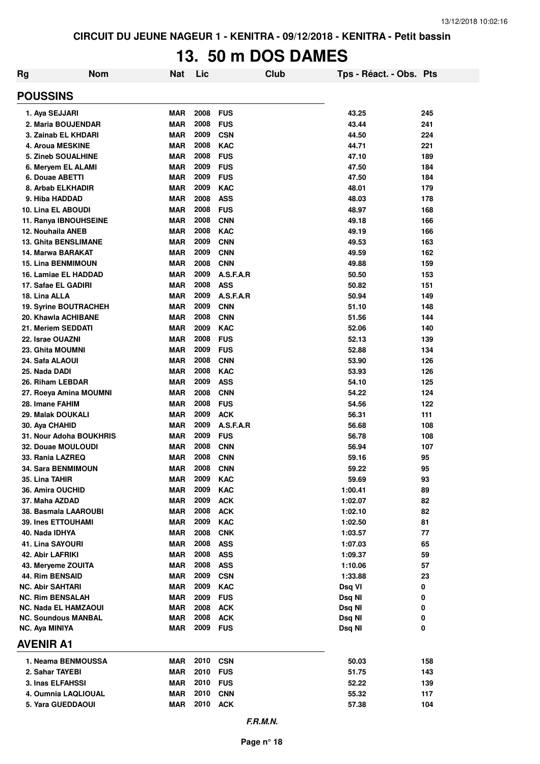CIRCUIT DU JEUNE NAGEUR 1 - KENITRA - 09/12/2018 - KENITRA - Petit bassin

# 13. 50 m DOS DAMES

| Rg | Nom | Nat | Lic | Club | Tps - Réact. - Obs. | Pts |
|---|---|---|---|---|---|---|

## POUSSINS

| Rg | Nom | Nat | Lic | Club | Tps - Réact. - Obs. | Pts |
|---|---|---|---|---|---|---|
| 1. | Aya SEJJARI | MAR | 2008 | FUS | 43.25 | 245 |
| 2. | Maria BOUJENDAR | MAR | 2008 | FUS | 43.44 | 241 |
| 3. | Zainab EL KHDARI | MAR | 2009 | CSN | 44.50 | 224 |
| 4. | Aroua MESKINE | MAR | 2008 | KAC | 44.71 | 221 |
| 5. | Zineb SOUALHINE | MAR | 2008 | FUS | 47.10 | 189 |
| 6. | Meryem EL ALAMI | MAR | 2009 | FUS | 47.50 | 184 |
| 6. | Douae ABETTI | MAR | 2009 | FUS | 47.50 | 184 |
| 8. | Arbab ELKHADIR | MAR | 2009 | KAC | 48.01 | 179 |
| 9. | Hiba HADDAD | MAR | 2008 | ASS | 48.03 | 178 |
| 10. | Lina EL ABOUDI | MAR | 2008 | FUS | 48.97 | 168 |
| 11. | Ranya IBNOUHSEINE | MAR | 2008 | CNN | 49.18 | 166 |
| 12. | Nouhaila ANEB | MAR | 2008 | KAC | 49.19 | 166 |
| 13. | Ghita BENSLIMANE | MAR | 2009 | CNN | 49.53 | 163 |
| 14. | Marwa BARAKAT | MAR | 2009 | CNN | 49.59 | 162 |
| 15. | Lina BENMIMOUN | MAR | 2008 | CNN | 49.88 | 159 |
| 16. | Lamiae EL HADDAD | MAR | 2009 | A.S.F.A.R | 50.50 | 153 |
| 17. | Safae EL GADIRI | MAR | 2008 | ASS | 50.82 | 151 |
| 18. | Lina ALLA | MAR | 2009 | A.S.F.A.R | 50.94 | 149 |
| 19. | Syrine BOUTRACHEH | MAR | 2009 | CNN | 51.10 | 148 |
| 20. | Khawla ACHIBANE | MAR | 2008 | CNN | 51.56 | 144 |
| 21. | Meriem SEDDATI | MAR | 2009 | KAC | 52.06 | 140 |
| 22. | Israe OUAZNI | MAR | 2008 | FUS | 52.13 | 139 |
| 23. | Ghita MOUMNI | MAR | 2009 | FUS | 52.88 | 134 |
| 24. | Safa ALAOUI | MAR | 2008 | CNN | 53.90 | 126 |
| 25. | Nada DADI | MAR | 2008 | KAC | 53.93 | 126 |
| 26. | Riham LEBDAR | MAR | 2009 | ASS | 54.10 | 125 |
| 27. | Roeya Amina MOUMNI | MAR | 2008 | CNN | 54.22 | 124 |
| 28. | Imane FAHIM | MAR | 2008 | FUS | 54.56 | 122 |
| 29. | Malak DOUKALI | MAR | 2009 | ACK | 56.31 | 111 |
| 30. | Aya CHAHID | MAR | 2009 | A.S.F.A.R | 56.68 | 108 |
| 31. | Nour Adoha BOUKHRIS | MAR | 2009 | FUS | 56.78 | 108 |
| 32. | Douae MOULOUDI | MAR | 2008 | CNN | 56.94 | 107 |
| 33. | Rania LAZREQ | MAR | 2008 | CNN | 59.16 | 95 |
| 34. | Sara BENMIMOUN | MAR | 2008 | CNN | 59.22 | 95 |
| 35. | Lina TAHIR | MAR | 2009 | KAC | 59.69 | 93 |
| 36. | Amira OUCHID | MAR | 2009 | KAC | 1:00.41 | 89 |
| 37. | Maha AZDAD | MAR | 2009 | ACK | 1:02.07 | 82 |
| 38. | Basmala LAAROUBI | MAR | 2008 | ACK | 1:02.10 | 82 |
| 39. | Ines ETTOUHAMI | MAR | 2009 | KAC | 1:02.50 | 81 |
| 40. | Nada IDHYA | MAR | 2008 | CNK | 1:03.57 | 77 |
| 41. | Lina SAYOURI | MAR | 2008 | ASS | 1:07.03 | 65 |
| 42. | Abir LAFRIKI | MAR | 2008 | ASS | 1:09.37 | 59 |
| 43. | Meryeme ZOUITA | MAR | 2008 | ASS | 1:10.06 | 57 |
| 44. | Rim BENSAID | MAR | 2009 | CSN | 1:33.88 | 23 |
| NC. | Abir SAHTARI | MAR | 2009 | KAC | Dsq VI | 0 |
| NC. | Rim BENSALAH | MAR | 2009 | FUS | Dsq NI | 0 |
| NC. | Nada EL HAMZAOUI | MAR | 2008 | ACK | Dsq NI | 0 |
| NC. | Soundous MANBAL | MAR | 2008 | ACK | Dsq NI | 0 |
| NC. | Aya MINIYA | MAR | 2009 | FUS | Dsq NI | 0 |

## AVENIR A1

| Rg | Nom | Nat | Lic | Club | Tps - Réact. - Obs. | Pts |
|---|---|---|---|---|---|---|
| 1. | Neama BENMOUSSA | MAR | 2010 | CSN | 50.03 | 158 |
| 2. | Sahar TAYEBI | MAR | 2010 | FUS | 51.75 | 143 |
| 3. | Inas ELFAHSSI | MAR | 2010 | FUS | 52.22 | 139 |
| 4. | Oumnia LAQLIOUAL | MAR | 2010 | CNN | 55.32 | 117 |
| 5. | Yara GUEDDAOUI | MAR | 2010 | ACK | 57.38 | 104 |

*F.R.M.N.*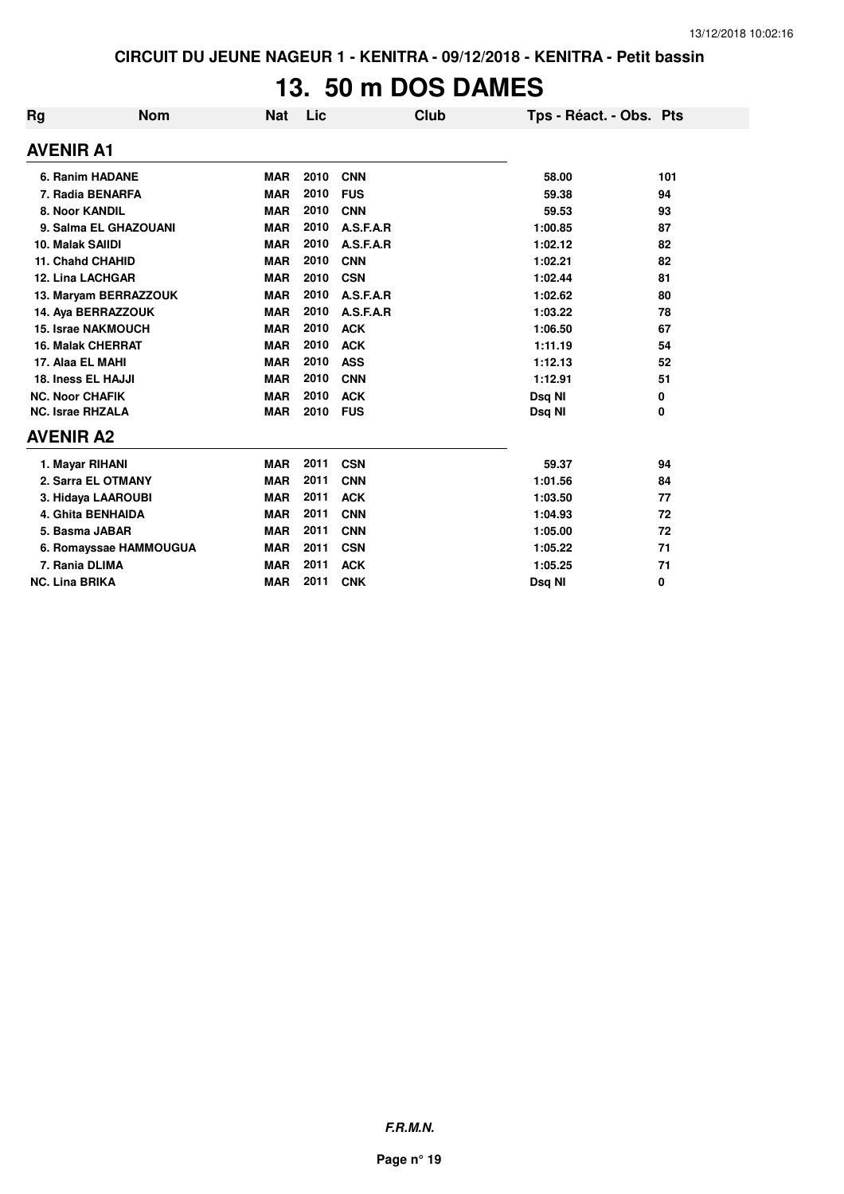CIRCUIT DU JEUNE NAGEUR 1 - KENITRA - 09/12/2018 - KENITRA - Petit bassin

# 13. 50 m DOS DAMES

| Rg | Nom | Nat | Lic | Club | Tps - Réact. - Obs. | Pts |
|---|---|---|---|---|---|---|
| **AVENIR A1** | | | | | | |
| 6. | Ranim HADANE | MAR | 2010 | CNN | 58.00 | 101 |
| 7. | Radia BENARFA | MAR | 2010 | FUS | 59.38 | 94 |
| 8. | Noor KANDIL | MAR | 2010 | CNN | 59.53 | 93 |
| 9. | Salma EL GHAZOUANI | MAR | 2010 | A.S.F.A.R | 1:00.85 | 87 |
| 10. | Malak SAIIDI | MAR | 2010 | A.S.F.A.R | 1:02.12 | 82 |
| 11. | Chahd CHAHID | MAR | 2010 | CNN | 1:02.21 | 82 |
| 12. | Lina LACHGAR | MAR | 2010 | CSN | 1:02.44 | 81 |
| 13. | Maryam BERRAZZOUK | MAR | 2010 | A.S.F.A.R | 1:02.62 | 80 |
| 14. | Aya BERRAZZOUK | MAR | 2010 | A.S.F.A.R | 1:03.22 | 78 |
| 15. | Israe NAKMOUCH | MAR | 2010 | ACK | 1:06.50 | 67 |
| 16. | Malak CHERRAT | MAR | 2010 | ACK | 1:11.19 | 54 |
| 17. | Alaa EL MAHI | MAR | 2010 | ASS | 1:12.13 | 52 |
| 18. | Iness EL HAJJI | MAR | 2010 | CNN | 1:12.91 | 51 |
| NC. | Noor CHAFIK | MAR | 2010 | ACK | Dsq NI | 0 |
| NC. | Israe RHZALA | MAR | 2010 | FUS | Dsq NI | 0 |
| **AVENIR A2** | | | | | | |
| 1. | Mayar RIHANI | MAR | 2011 | CSN | 59.37 | 94 |
| 2. | Sarra EL OTMANY | MAR | 2011 | CNN | 1:01.56 | 84 |
| 3. | Hidaya LAAROUBI | MAR | 2011 | ACK | 1:03.50 | 77 |
| 4. | Ghita BENHAIDA | MAR | 2011 | CNN | 1:04.93 | 72 |
| 5. | Basma JABAR | MAR | 2011 | CNN | 1:05.00 | 72 |
| 6. | Romayssae HAMMOUGUA | MAR | 2011 | CSN | 1:05.22 | 71 |
| 7. | Rania DLIMA | MAR | 2011 | ACK | 1:05.25 | 71 |
| NC. | Lina BRIKA | MAR | 2011 | CNK | Dsq NI | 0 |

*F.R.M.N.*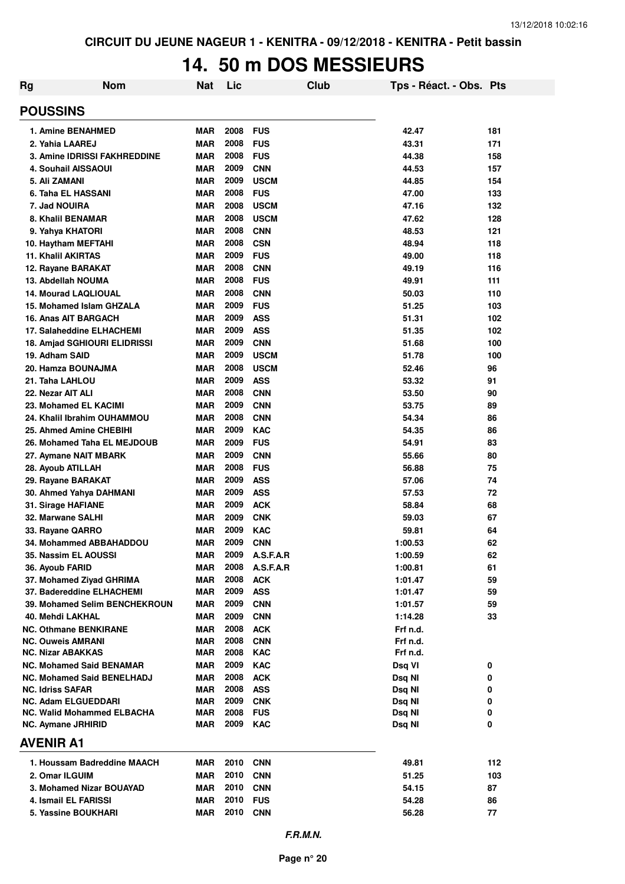CIRCUIT DU JEUNE NAGEUR 1 - KENITRA - 09/12/2018 - KENITRA - Petit bassin

# 14. 50 m DOS MESSIEURS

| Rg | Nom | Nat | Lic | Club | Tps - Réact. - Obs. | Pts |
|---|---|---|---|---|---|---|

## POUSSINS

| Rg | Nom | Nat | Lic | Club | Tps - Réact. - Obs. | Pts |
|---|---|---|---|---|---|---|
| 1. | Amine BENAHMED | MAR | 2008 | FUS | 42.47 | 181 |
| 2. | Yahia LAAREJ | MAR | 2008 | FUS | 43.31 | 171 |
| 3. | Amine IDRISSI FAKHREDDINE | MAR | 2008 | FUS | 44.38 | 158 |
| 4. | Souhail AISSAOUI | MAR | 2009 | CNN | 44.53 | 157 |
| 5. | Ali ZAMANI | MAR | 2009 | USCM | 44.85 | 154 |
| 6. | Taha EL HASSANI | MAR | 2008 | FUS | 47.00 | 133 |
| 7. | Jad NOUIRA | MAR | 2008 | USCM | 47.16 | 132 |
| 8. | Khalil BENAMAR | MAR | 2008 | USCM | 47.62 | 128 |
| 9. | Yahya KHATORI | MAR | 2008 | CNN | 48.53 | 121 |
| 10. | Haytham MEFTAHI | MAR | 2008 | CSN | 48.94 | 118 |
| 11. | Khalil AKIRTAS | MAR | 2009 | FUS | 49.00 | 118 |
| 12. | Rayane BARAKAT | MAR | 2008 | CNN | 49.19 | 116 |
| 13. | Abdellah NOUMA | MAR | 2008 | FUS | 49.91 | 111 |
| 14. | Mourad LAQLIOUAL | MAR | 2008 | CNN | 50.03 | 110 |
| 15. | Mohamed Islam GHZALA | MAR | 2009 | FUS | 51.25 | 103 |
| 16. | Anas AIT BARGACH | MAR | 2009 | ASS | 51.31 | 102 |
| 17. | Salaheddine ELHACHEMI | MAR | 2009 | ASS | 51.35 | 102 |
| 18. | Amjad SGHIOURI ELIDRISSI | MAR | 2009 | CNN | 51.68 | 100 |
| 19. | Adham SAID | MAR | 2009 | USCM | 51.78 | 100 |
| 20. | Hamza BOUNAJMA | MAR | 2008 | USCM | 52.46 | 96 |
| 21. | Taha LAHLOU | MAR | 2009 | ASS | 53.32 | 91 |
| 22. | Nezar AIT ALI | MAR | 2008 | CNN | 53.50 | 90 |
| 23. | Mohamed EL KACIMI | MAR | 2009 | CNN | 53.75 | 89 |
| 24. | Khalil Ibrahim OUHAMMOU | MAR | 2008 | CNN | 54.34 | 86 |
| 25. | Ahmed Amine CHEBIHI | MAR | 2009 | KAC | 54.35 | 86 |
| 26. | Mohamed Taha EL MEJDOUB | MAR | 2009 | FUS | 54.91 | 83 |
| 27. | Aymane NAIT MBARK | MAR | 2009 | CNN | 55.66 | 80 |
| 28. | Ayoub ATILLAH | MAR | 2008 | FUS | 56.88 | 75 |
| 29. | Rayane BARAKAT | MAR | 2009 | ASS | 57.06 | 74 |
| 30. | Ahmed Yahya DAHMANI | MAR | 2009 | ASS | 57.53 | 72 |
| 31. | Sirage HAFIANE | MAR | 2009 | ACK | 58.84 | 68 |
| 32. | Marwane SALHI | MAR | 2009 | CNK | 59.03 | 67 |
| 33. | Rayane QARRO | MAR | 2009 | KAC | 59.81 | 64 |
| 34. | Mohammed ABBAHADDOU | MAR | 2009 | CNN | 1:00.53 | 62 |
| 35. | Nassim EL AOUSSI | MAR | 2009 | A.S.F.A.R | 1:00.59 | 62 |
| 36. | Ayoub FARID | MAR | 2008 | A.S.F.A.R | 1:00.81 | 61 |
| 37. | Mohamed Ziyad GHRIMA | MAR | 2008 | ACK | 1:01.47 | 59 |
| 37. | Badereddine ELHACHEMI | MAR | 2009 | ASS | 1:01.47 | 59 |
| 39. | Mohamed Selim BENCHEKROUN | MAR | 2009 | CNN | 1:01.57 | 59 |
| 40. | Mehdi LAKHAL | MAR | 2009 | CNN | 1:14.28 | 33 |
| NC. | Othmane BENKIRANE | MAR | 2008 | ACK | Frf n.d. | |
| NC. | Ouweis AMRANI | MAR | 2008 | CNN | Frf n.d. | |
| NC. | Nizar ABAKKAS | MAR | 2008 | KAC | Frf n.d. | |
| NC. | Mohamed Said BENAMAR | MAR | 2009 | KAC | Dsq VI | 0 |
| NC. | Mohamed Said BENELHADJ | MAR | 2008 | ACK | Dsq NI | 0 |
| NC. | Idriss SAFAR | MAR | 2008 | ASS | Dsq NI | 0 |
| NC. | Adam ELGUEDDARI | MAR | 2009 | CNK | Dsq NI | 0 |
| NC. | Walid Mohammed ELBACHA | MAR | 2008 | FUS | Dsq NI | 0 |
| NC. | Aymane JRHIRID | MAR | 2009 | KAC | Dsq NI | 0 |

## AVENIR A1

| Rg | Nom | Nat | Lic | Club | Tps - Réact. - Obs. | Pts |
|---|---|---|---|---|---|---|
| 1. | Houssam Badreddine MAACH | MAR | 2010 | CNN | 49.81 | 112 |
| 2. | Omar ILGUIM | MAR | 2010 | CNN | 51.25 | 103 |
| 3. | Mohamed Nizar BOUAYAD | MAR | 2010 | CNN | 54.15 | 87 |
| 4. | Ismail EL FARISSI | MAR | 2010 | FUS | 54.28 | 86 |
| 5. | Yassine BOUKHARI | MAR | 2010 | CNN | 56.28 | 77 |

*F.R.M.N.*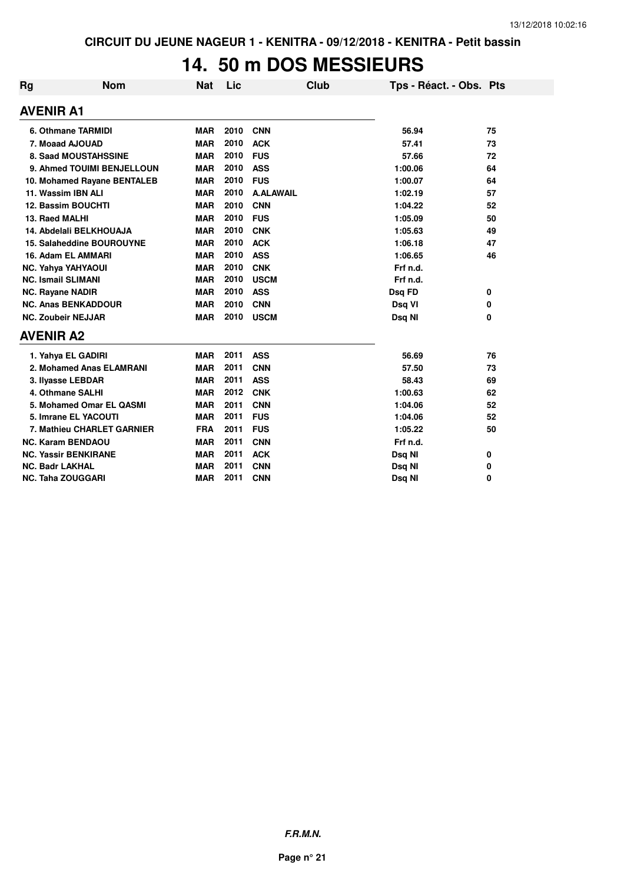# 14. 50 m DOS MESSIEURS

| Rg | Nom | Nat | Lic | Club | Tps - Réact. - Obs. | Pts |
|---|---|---|---|---|---|---|
| **AVENIR A1** | | | | | | |
| 6. | Othmane TARMIDI | MAR | 2010 | CNN | 56.94 | 75 |
| 7. | Moaad AJOUAD | MAR | 2010 | ACK | 57.41 | 73 |
| 8. | Saad MOUSTAHSSINE | MAR | 2010 | FUS | 57.66 | 72 |
| 9. | Ahmed TOUIMI BENJELLOUN | MAR | 2010 | ASS | 1:00.06 | 64 |
| 10. | Mohamed Rayane BENTALEB | MAR | 2010 | FUS | 1:00.07 | 64 |
| 11. | Wassim IBN ALI | MAR | 2010 | A.ALAWAIL | 1:02.19 | 57 |
| 12. | Bassim BOUCHTI | MAR | 2010 | CNN | 1:04.22 | 52 |
| 13. | Raed MALHI | MAR | 2010 | FUS | 1:05.09 | 50 |
| 14. | Abdelali BELKHOUAJA | MAR | 2010 | CNK | 1:05.63 | 49 |
| 15. | Salaheddine BOUROUYNE | MAR | 2010 | ACK | 1:06.18 | 47 |
| 16. | Adam EL AMMARI | MAR | 2010 | ASS | 1:06.65 | 46 |
| NC. | Yahya YAHYAOUI | MAR | 2010 | CNK | Frf n.d. | |
| NC. | Ismail SLIMANI | MAR | 2010 | USCM | Frf n.d. | |
| NC. | Rayane NADIR | MAR | 2010 | ASS | Dsq FD | 0 |
| NC. | Anas BENKADDOUR | MAR | 2010 | CNN | Dsq VI | 0 |
| NC. | Zoubeir NEJJAR | MAR | 2010 | USCM | Dsq NI | 0 |
| **AVENIR A2** | | | | | | |
| 1. | Yahya EL GADIRI | MAR | 2011 | ASS | 56.69 | 76 |
| 2. | Mohamed Anas ELAMRANI | MAR | 2011 | CNN | 57.50 | 73 |
| 3. | Ilyasse LEBDAR | MAR | 2011 | ASS | 58.43 | 69 |
| 4. | Othmane SALHI | MAR | 2012 | CNK | 1:00.63 | 62 |
| 5. | Mohamed Omar EL QASMI | MAR | 2011 | CNN | 1:04.06 | 52 |
| 5. | Imrane EL YACOUTI | MAR | 2011 | FUS | 1:04.06 | 52 |
| 7. | Mathieu CHARLET GARNIER | FRA | 2011 | FUS | 1:05.22 | 50 |
| NC. | Karam BENDAOU | MAR | 2011 | CNN | Frf n.d. | |
| NC. | Yassir BENKIRANE | MAR | 2011 | ACK | Dsq NI | 0 |
| NC. | Badr LAKHAL | MAR | 2011 | CNN | Dsq NI | 0 |
| NC. | Taha ZOUGGARI | MAR | 2011 | CNN | Dsq NI | 0 |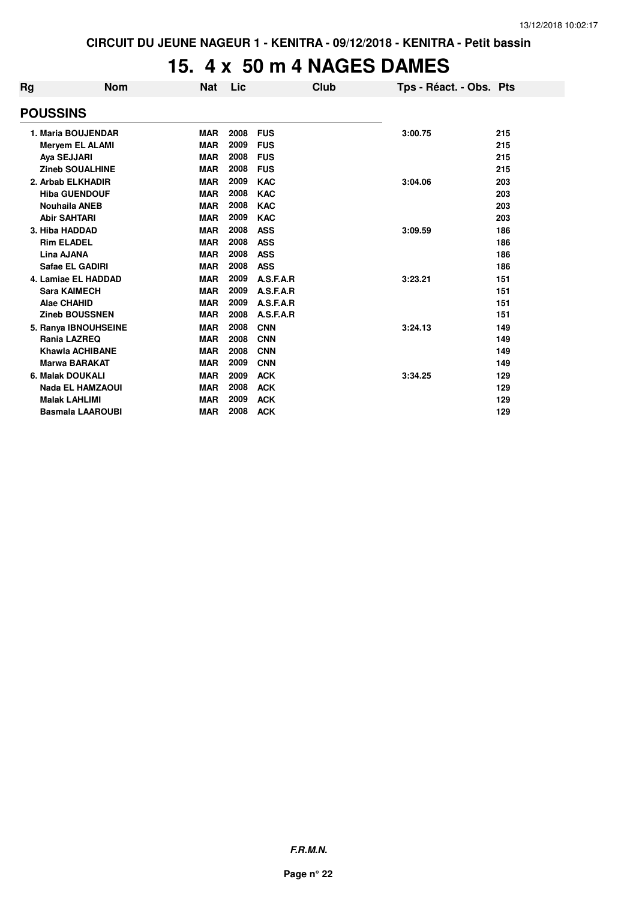CIRCUIT DU JEUNE NAGEUR 1 - KENITRA - 09/12/2018 - KENITRA - Petit bassin

# 15. 4 x 50 m 4 NAGES DAMES

| Rg | Nom | Nat | Lic | Club | Tps - Réact. - Obs. | Pts |
|---|---|---|---|---|---|---|
| **POUSSINS** | | | | | | |
| 1. | Maria BOUJENDAR | MAR | 2008 | FUS | 3:00.75 | 215 |
| | Meryem EL ALAMI | MAR | 2009 | FUS | | 215 |
| | Aya SEJJARI | MAR | 2008 | FUS | | 215 |
| | Zineb SOUALHINE | MAR | 2008 | FUS | | 215 |
| 2. | Arbab ELKHADIR | MAR | 2009 | KAC | 3:04.06 | 203 |
| | Hiba GUENDOUF | MAR | 2008 | KAC | | 203 |
| | Nouhaila ANEB | MAR | 2008 | KAC | | 203 |
| | Abir SAHTARI | MAR | 2009 | KAC | | 203 |
| 3. | Hiba HADDAD | MAR | 2008 | ASS | 3:09.59 | 186 |
| | Rim ELADEL | MAR | 2008 | ASS | | 186 |
| | Lina AJANA | MAR | 2008 | ASS | | 186 |
| | Safae EL GADIRI | MAR | 2008 | ASS | | 186 |
| 4. | Lamiae EL HADDAD | MAR | 2009 | A.S.F.A.R | 3:23.21 | 151 |
| | Sara KAIMECH | MAR | 2009 | A.S.F.A.R | | 151 |
| | Alae CHAHID | MAR | 2009 | A.S.F.A.R | | 151 |
| | Zineb BOUSSNEN | MAR | 2008 | A.S.F.A.R | | 151 |
| 5. | Ranya IBNOUHSEINE | MAR | 2008 | CNN | 3:24.13 | 149 |
| | Rania LAZREQ | MAR | 2008 | CNN | | 149 |
| | Khawla ACHIBANE | MAR | 2008 | CNN | | 149 |
| | Marwa BARAKAT | MAR | 2009 | CNN | | 149 |
| 6. | Malak DOUKALI | MAR | 2009 | ACK | 3:34.25 | 129 |
| | Nada EL HAMZAOUI | MAR | 2008 | ACK | | 129 |
| | Malak LAHLIMI | MAR | 2009 | ACK | | 129 |
| | Basmala LAAROUBI | MAR | 2008 | ACK | | 129 |

*F.R.M.N.*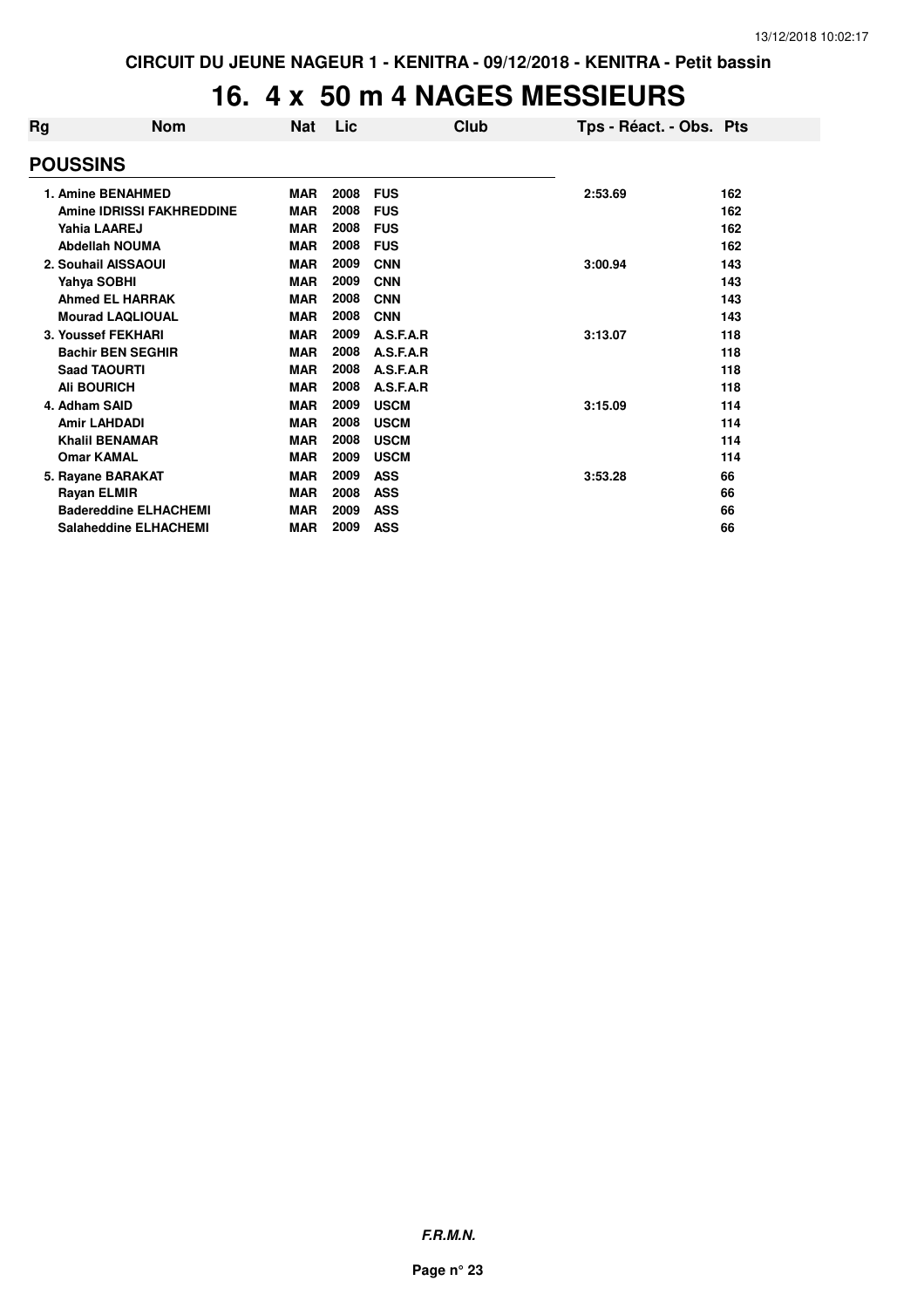CIRCUIT DU JEUNE NAGEUR 1 - KENITRA - 09/12/2018 - KENITRA - Petit bassin

# 16. 4 x 50 m 4 NAGES MESSIEURS

| Rg | Nom | Nat | Lic | Club | Tps - Réact. - Obs. | Pts |
|---|---|---|---|---|---|---|
| **POUSSINS** | | | | | | |
| 1. | Amine BENAHMED | MAR | 2008 | FUS | 2:53.69 | 162 |
| | Amine IDRISSI FAKHREDDINE | MAR | 2008 | FUS | | 162 |
| | Yahia LAAREJ | MAR | 2008 | FUS | | 162 |
| | Abdellah NOUMA | MAR | 2008 | FUS | | 162 |
| 2. | Souhail AISSAOUI | MAR | 2009 | CNN | 3:00.94 | 143 |
| | Yahya SOBHI | MAR | 2009 | CNN | | 143 |
| | Ahmed EL HARRAK | MAR | 2008 | CNN | | 143 |
| | Mourad LAQLIOUAL | MAR | 2008 | CNN | | 143 |
| 3. | Youssef FEKHARI | MAR | 2009 | A.S.F.A.R | 3:13.07 | 118 |
| | Bachir BEN SEGHIR | MAR | 2008 | A.S.F.A.R | | 118 |
| | Saad TAOURTI | MAR | 2008 | A.S.F.A.R | | 118 |
| | Ali BOURICH | MAR | 2008 | A.S.F.A.R | | 118 |
| 4. | Adham SAID | MAR | 2009 | USCM | 3:15.09 | 114 |
| | Amir LAHDADI | MAR | 2008 | USCM | | 114 |
| | Khalil BENAMAR | MAR | 2008 | USCM | | 114 |
| | Omar KAMAL | MAR | 2009 | USCM | | 114 |
| 5. | Rayane BARAKAT | MAR | 2009 | ASS | 3:53.28 | 66 |
| | Rayan ELMIR | MAR | 2008 | ASS | | 66 |
| | Badereddine ELHACHEMI | MAR | 2009 | ASS | | 66 |
| | Salaheddine ELHACHEMI | MAR | 2009 | ASS | | 66 |

*F.R.M.N.*